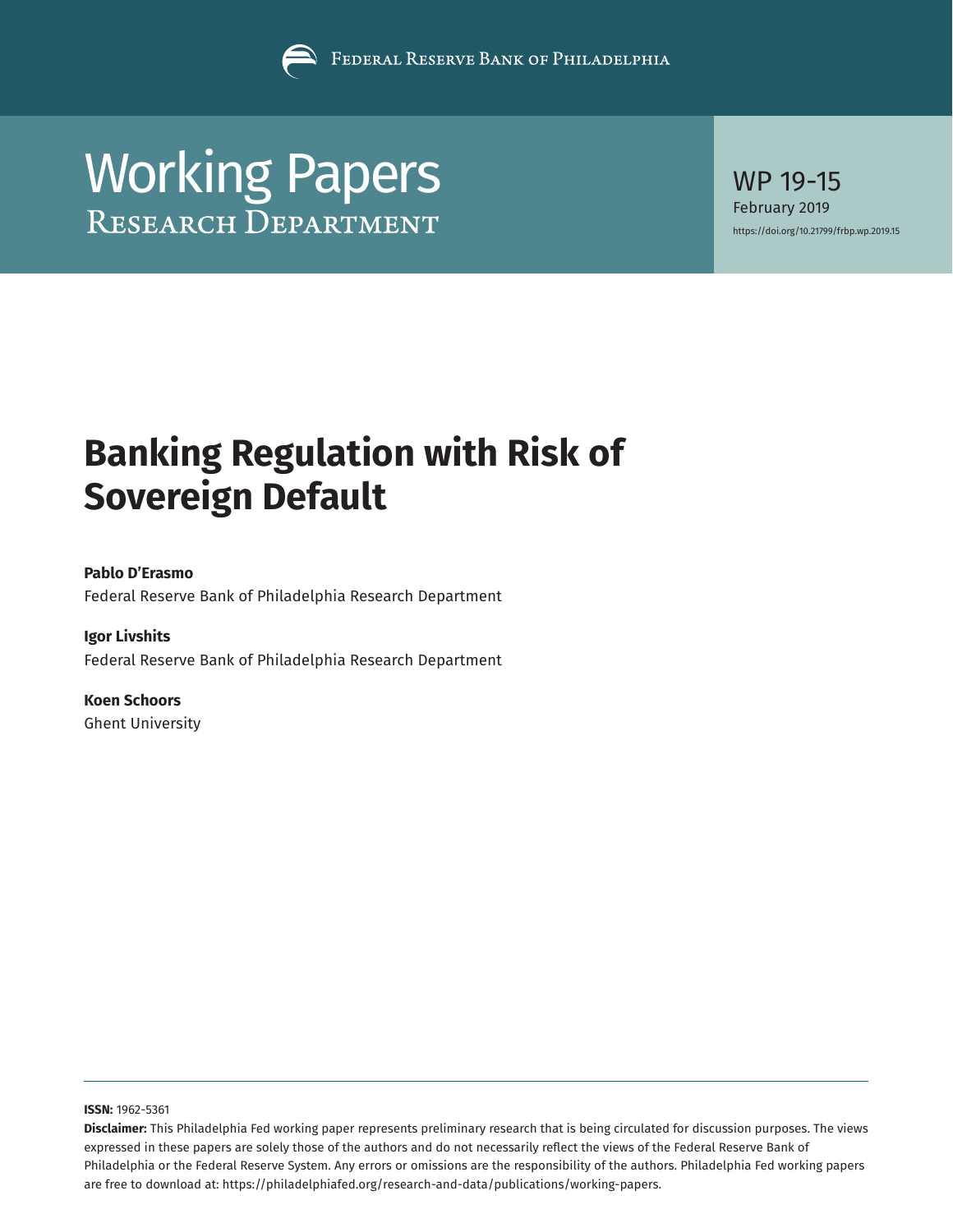Federal Reserve Bank of Philadelphia

# Working Papers
## Research Department

WP 19-15
February 2019
https://doi.org/10.21799/frbp.wp.2019.15

# Banking Regulation with Risk of Sovereign Default

**Pablo D'Erasmo**
Federal Reserve Bank of Philadelphia Research Department

**Igor Livshits**
Federal Reserve Bank of Philadelphia Research Department

**Koen Schoors**
Ghent University

**ISSN:** 1962-5361

**Disclaimer:** This Philadelphia Fed working paper represents preliminary research that is being circulated for discussion purposes. The views expressed in these papers are solely those of the authors and do not necessarily reflect the views of the Federal Reserve Bank of Philadelphia or the Federal Reserve System. Any errors or omissions are the responsibility of the authors. Philadelphia Fed working papers are free to download at: https://philadelphiafed.org/research-and-data/publications/working-papers.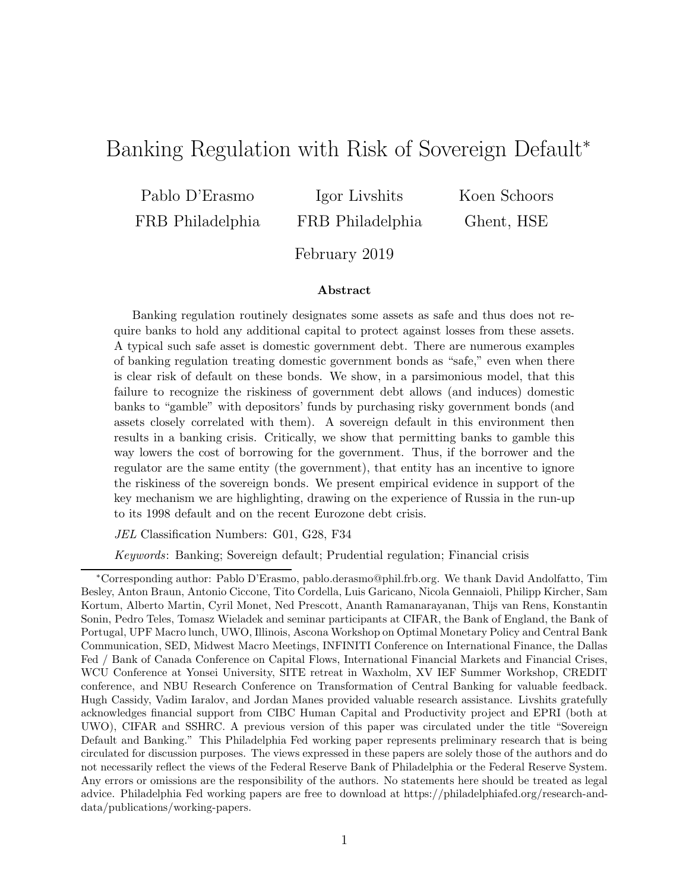# Banking Regulation with Risk of Sovereign Default*

Pablo D'Erasmo
FRB Philadelphia

Igor Livshits
FRB Philadelphia

Koen Schoors
Ghent, HSE

February 2019

## Abstract

Banking regulation routinely designates some assets as safe and thus does not require banks to hold any additional capital to protect against losses from these assets. A typical such safe asset is domestic government debt. There are numerous examples of banking regulation treating domestic government bonds as "safe," even when there is clear risk of default on these bonds. We show, in a parsimonious model, that this failure to recognize the riskiness of government debt allows (and induces) domestic banks to "gamble" with depositors' funds by purchasing risky government bonds (and assets closely correlated with them). A sovereign default in this environment then results in a banking crisis. Critically, we show that permitting banks to gamble this way lowers the cost of borrowing for the government. Thus, if the borrower and the regulator are the same entity (the government), that entity has an incentive to ignore the riskiness of the sovereign bonds. We present empirical evidence in support of the key mechanism we are highlighting, drawing on the experience of Russia in the run-up to its 1998 default and on the recent Eurozone debt crisis.

*JEL* Classification Numbers: G01, G28, F34

*Keywords*: Banking; Sovereign default; Prudential regulation; Financial crisis

---

*Corresponding author: Pablo D'Erasmo, pablo.derasmo@phil.frb.org. We thank David Andolfatto, Tim Besley, Anton Braun, Antonio Ciccone, Tito Cordella, Luis Garicano, Nicola Gennaioli, Philipp Kircher, Sam Kortum, Alberto Martin, Cyril Monet, Ned Prescott, Ananth Ramanarayanan, Thijs van Rens, Konstantin Sonin, Pedro Teles, Tomasz Wieladek and seminar participants at CIFAR, the Bank of England, the Bank of Portugal, UPF Macro lunch, UWO, Illinois, Ascona Workshop on Optimal Monetary Policy and Central Bank Communication, SED, Midwest Macro Meetings, INFINITI Conference on International Finance, the Dallas Fed / Bank of Canada Conference on Capital Flows, International Financial Markets and Financial Crises, WCU Conference at Yonsei University, SITE retreat in Waxholm, XV IEF Summer Workshop, CREDIT conference, and NBU Research Conference on Transformation of Central Banking for valuable feedback. Hugh Cassidy, Vadim Iaralov, and Jordan Manes provided valuable research assistance. Livshits gratefully acknowledges financial support from CIBC Human Capital and Productivity project and EPRI (both at UWO), CIFAR and SSHRC. A previous version of this paper was circulated under the title "Sovereign Default and Banking." This Philadelphia Fed working paper represents preliminary research that is being circulated for discussion purposes. The views expressed in these papers are solely those of the authors and do not necessarily reflect the views of the Federal Reserve Bank of Philadelphia or the Federal Reserve System. Any errors or omissions are the responsibility of the authors. No statements here should be treated as legal advice. Philadelphia Fed working papers are free to download at https://philadelphiafed.org/research-and-data/publications/working-papers.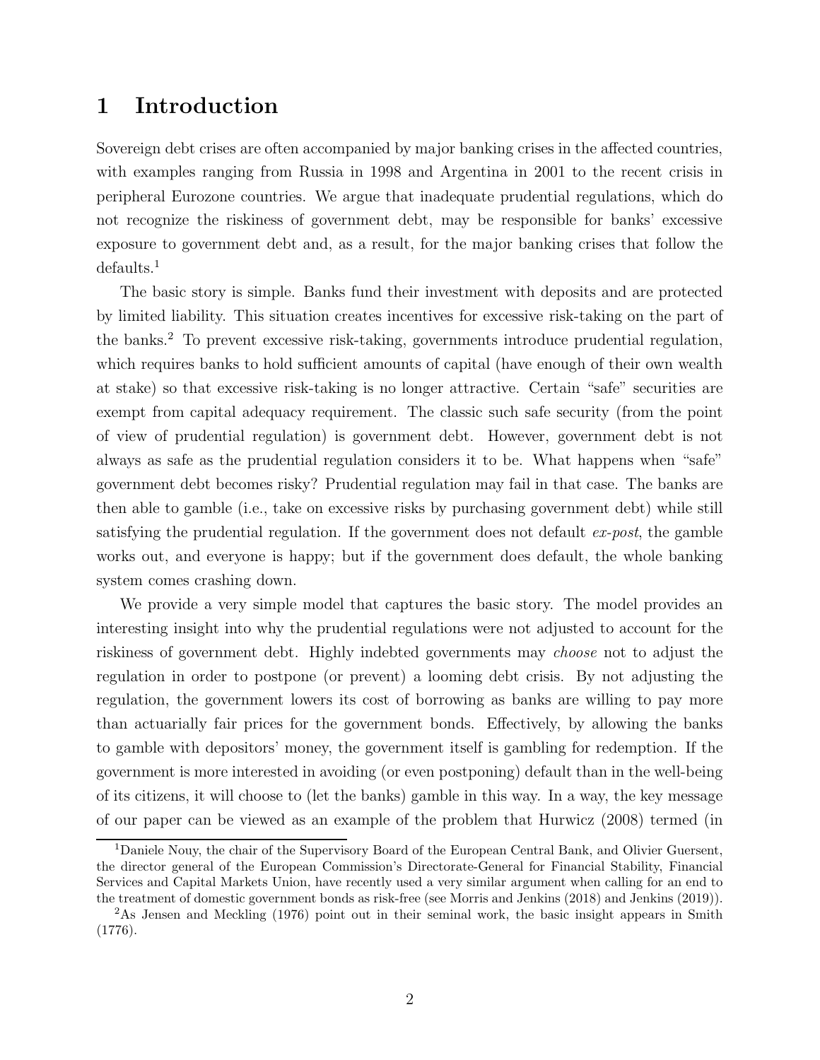# 1 Introduction

Sovereign debt crises are often accompanied by major banking crises in the affected countries, with examples ranging from Russia in 1998 and Argentina in 2001 to the recent crisis in peripheral Eurozone countries. We argue that inadequate prudential regulations, which do not recognize the riskiness of government debt, may be responsible for banks' excessive exposure to government debt and, as a result, for the major banking crises that follow the defaults.[1]

The basic story is simple. Banks fund their investment with deposits and are protected by limited liability. This situation creates incentives for excessive risk-taking on the part of the banks.[2] To prevent excessive risk-taking, governments introduce prudential regulation, which requires banks to hold sufficient amounts of capital (have enough of their own wealth at stake) so that excessive risk-taking is no longer attractive. Certain "safe" securities are exempt from capital adequacy requirement. The classic such safe security (from the point of view of prudential regulation) is government debt. However, government debt is not always as safe as the prudential regulation considers it to be. What happens when "safe" government debt becomes risky? Prudential regulation may fail in that case. The banks are then able to gamble (i.e., take on excessive risks by purchasing government debt) while still satisfying the prudential regulation. If the government does not default *ex-post*, the gamble works out, and everyone is happy; but if the government does default, the whole banking system comes crashing down.

We provide a very simple model that captures the basic story. The model provides an interesting insight into why the prudential regulations were not adjusted to account for the riskiness of government debt. Highly indebted governments may *choose* not to adjust the regulation in order to postpone (or prevent) a looming debt crisis. By not adjusting the regulation, the government lowers its cost of borrowing as banks are willing to pay more than actuarially fair prices for the government bonds. Effectively, by allowing the banks to gamble with depositors' money, the government itself is gambling for redemption. If the government is more interested in avoiding (or even postponing) default than in the well-being of its citizens, it will choose to (let the banks) gamble in this way. In a way, the key message of our paper can be viewed as an example of the problem that Hurwicz (2008) termed (in

[1] Daniele Nouy, the chair of the Supervisory Board of the European Central Bank, and Olivier Guersent, the director general of the European Commission's Directorate-General for Financial Stability, Financial Services and Capital Markets Union, have recently used a very similar argument when calling for an end to the treatment of domestic government bonds as risk-free (see Morris and Jenkins (2018) and Jenkins (2019)).

[2] As Jensen and Meckling (1976) point out in their seminal work, the basic insight appears in Smith (1776).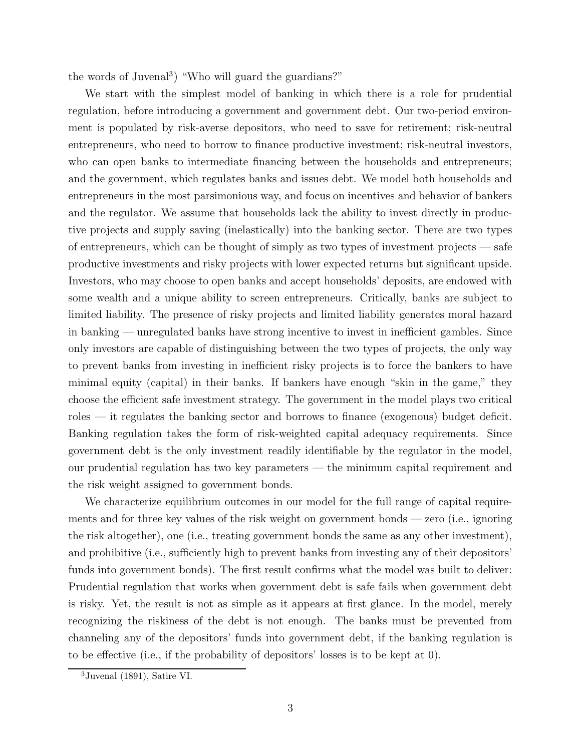the words of Juvenal[3]) "Who will guard the guardians?"

We start with the simplest model of banking in which there is a role for prudential regulation, before introducing a government and government debt. Our two-period environment is populated by risk-averse depositors, who need to save for retirement; risk-neutral entrepreneurs, who need to borrow to finance productive investment; risk-neutral investors, who can open banks to intermediate financing between the households and entrepreneurs; and the government, which regulates banks and issues debt. We model both households and entrepreneurs in the most parsimonious way, and focus on incentives and behavior of bankers and the regulator. We assume that households lack the ability to invest directly in productive projects and supply saving (inelastically) into the banking sector. There are two types of entrepreneurs, which can be thought of simply as two types of investment projects — safe productive investments and risky projects with lower expected returns but significant upside. Investors, who may choose to open banks and accept households' deposits, are endowed with some wealth and a unique ability to screen entrepreneurs. Critically, banks are subject to limited liability. The presence of risky projects and limited liability generates moral hazard in banking — unregulated banks have strong incentive to invest in inefficient gambles. Since only investors are capable of distinguishing between the two types of projects, the only way to prevent banks from investing in inefficient risky projects is to force the bankers to have minimal equity (capital) in their banks. If bankers have enough "skin in the game," they choose the efficient safe investment strategy. The government in the model plays two critical roles — it regulates the banking sector and borrows to finance (exogenous) budget deficit. Banking regulation takes the form of risk-weighted capital adequacy requirements. Since government debt is the only investment readily identifiable by the regulator in the model, our prudential regulation has two key parameters — the minimum capital requirement and the risk weight assigned to government bonds.

We characterize equilibrium outcomes in our model for the full range of capital requirements and for three key values of the risk weight on government bonds — zero (i.e., ignoring the risk altogether), one (i.e., treating government bonds the same as any other investment), and prohibitive (i.e., sufficiently high to prevent banks from investing any of their depositors' funds into government bonds). The first result confirms what the model was built to deliver: Prudential regulation that works when government debt is safe fails when government debt is risky. Yet, the result is not as simple as it appears at first glance. In the model, merely recognizing the riskiness of the debt is not enough. The banks must be prevented from channeling any of the depositors' funds into government debt, if the banking regulation is to be effective (i.e., if the probability of depositors' losses is to be kept at 0).

[3] Juvenal (1891), Satire VI.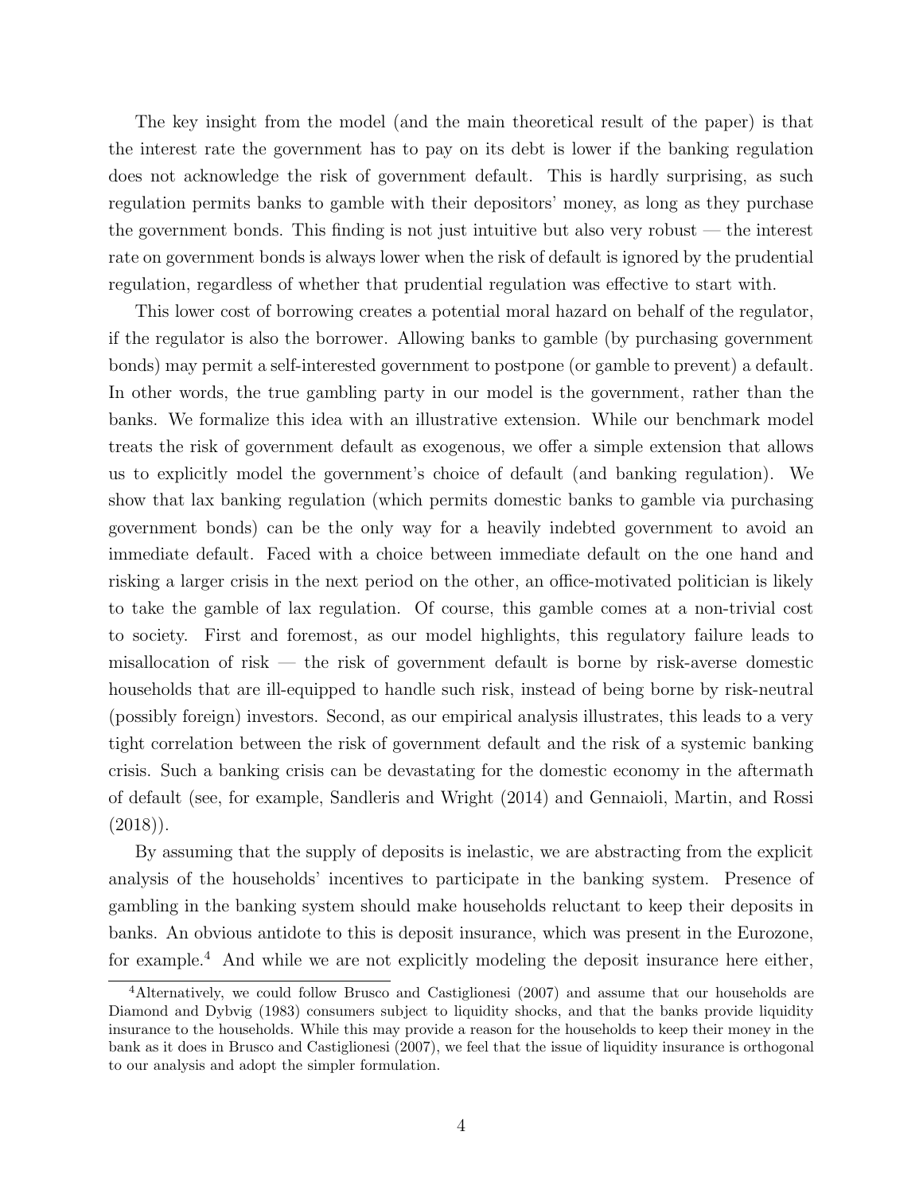The key insight from the model (and the main theoretical result of the paper) is that the interest rate the government has to pay on its debt is lower if the banking regulation does not acknowledge the risk of government default. This is hardly surprising, as such regulation permits banks to gamble with their depositors' money, as long as they purchase the government bonds. This finding is not just intuitive but also very robust — the interest rate on government bonds is always lower when the risk of default is ignored by the prudential regulation, regardless of whether that prudential regulation was effective to start with.

This lower cost of borrowing creates a potential moral hazard on behalf of the regulator, if the regulator is also the borrower. Allowing banks to gamble (by purchasing government bonds) may permit a self-interested government to postpone (or gamble to prevent) a default. In other words, the true gambling party in our model is the government, rather than the banks. We formalize this idea with an illustrative extension. While our benchmark model treats the risk of government default as exogenous, we offer a simple extension that allows us to explicitly model the government's choice of default (and banking regulation). We show that lax banking regulation (which permits domestic banks to gamble via purchasing government bonds) can be the only way for a heavily indebted government to avoid an immediate default. Faced with a choice between immediate default on the one hand and risking a larger crisis in the next period on the other, an office-motivated politician is likely to take the gamble of lax regulation. Of course, this gamble comes at a non-trivial cost to society. First and foremost, as our model highlights, this regulatory failure leads to misallocation of risk — the risk of government default is borne by risk-averse domestic households that are ill-equipped to handle such risk, instead of being borne by risk-neutral (possibly foreign) investors. Second, as our empirical analysis illustrates, this leads to a very tight correlation between the risk of government default and the risk of a systemic banking crisis. Such a banking crisis can be devastating for the domestic economy in the aftermath of default (see, for example, Sandleris and Wright (2014) and Gennaioli, Martin, and Rossi (2018)).

By assuming that the supply of deposits is inelastic, we are abstracting from the explicit analysis of the households' incentives to participate in the banking system. Presence of gambling in the banking system should make households reluctant to keep their deposits in banks. An obvious antidote to this is deposit insurance, which was present in the Eurozone, for example.[4] And while we are not explicitly modeling the deposit insurance here either,

[4] Alternatively, we could follow Brusco and Castiglionesi (2007) and assume that our households are Diamond and Dybvig (1983) consumers subject to liquidity shocks, and that the banks provide liquidity insurance to the households. While this may provide a reason for the households to keep their money in the bank as it does in Brusco and Castiglionesi (2007), we feel that the issue of liquidity insurance is orthogonal to our analysis and adopt the simpler formulation.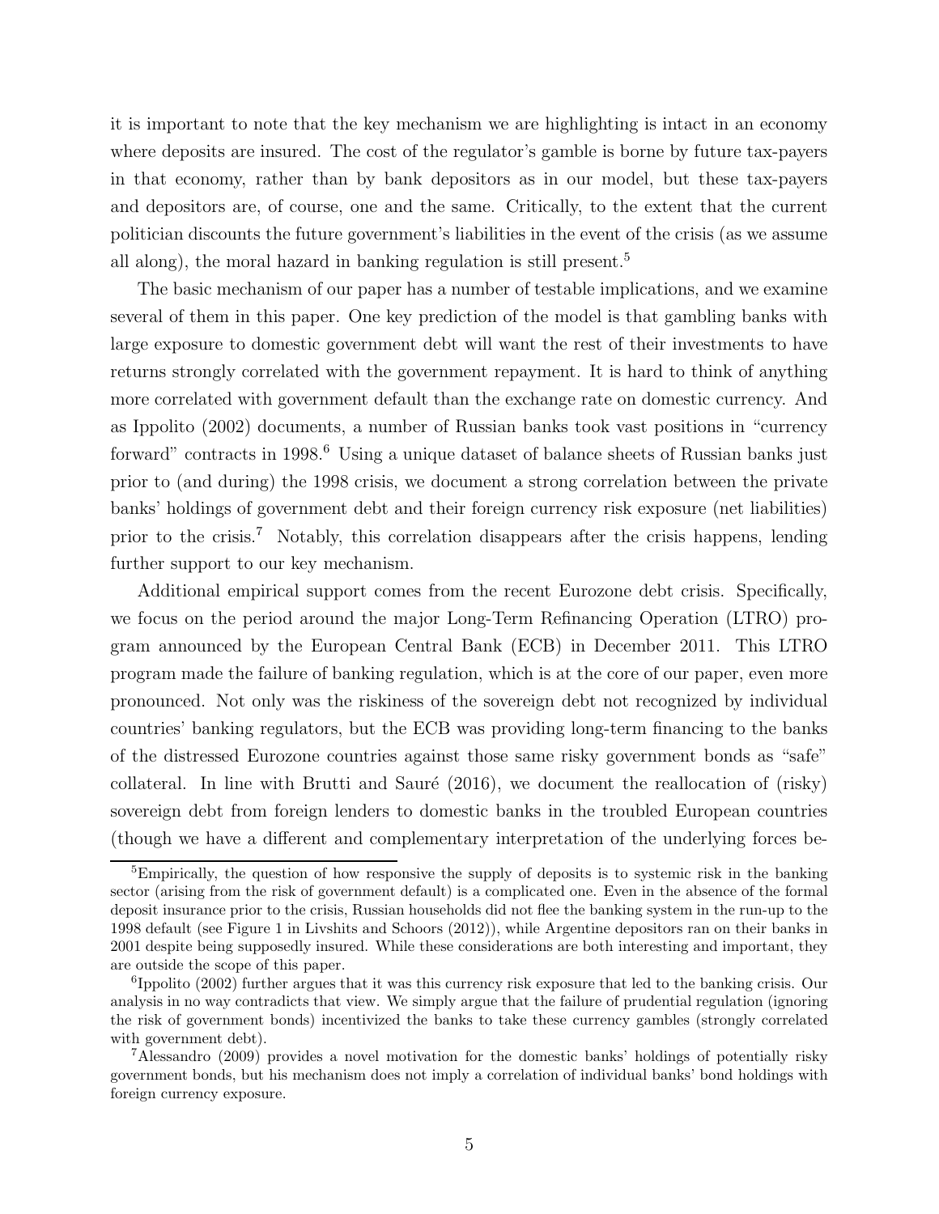it is important to note that the key mechanism we are highlighting is intact in an economy where deposits are insured. The cost of the regulator's gamble is borne by future tax-payers in that economy, rather than by bank depositors as in our model, but these tax-payers and depositors are, of course, one and the same. Critically, to the extent that the current politician discounts the future government's liabilities in the event of the crisis (as we assume all along), the moral hazard in banking regulation is still present.[5]

The basic mechanism of our paper has a number of testable implications, and we examine several of them in this paper. One key prediction of the model is that gambling banks with large exposure to domestic government debt will want the rest of their investments to have returns strongly correlated with the government repayment. It is hard to think of anything more correlated with government default than the exchange rate on domestic currency. And as Ippolito (2002) documents, a number of Russian banks took vast positions in "currency forward" contracts in 1998.[6] Using a unique dataset of balance sheets of Russian banks just prior to (and during) the 1998 crisis, we document a strong correlation between the private banks' holdings of government debt and their foreign currency risk exposure (net liabilities) prior to the crisis.[7] Notably, this correlation disappears after the crisis happens, lending further support to our key mechanism.

Additional empirical support comes from the recent Eurozone debt crisis. Specifically, we focus on the period around the major Long-Term Refinancing Operation (LTRO) program announced by the European Central Bank (ECB) in December 2011. This LTRO program made the failure of banking regulation, which is at the core of our paper, even more pronounced. Not only was the riskiness of the sovereign debt not recognized by individual countries' banking regulators, but the ECB was providing long-term financing to the banks of the distressed Eurozone countries against those same risky government bonds as "safe" collateral. In line with Brutti and Sauré (2016), we document the reallocation of (risky) sovereign debt from foreign lenders to domestic banks in the troubled European countries (though we have a different and complementary interpretation of the underlying forces be-

[5] Empirically, the question of how responsive the supply of deposits is to systemic risk in the banking sector (arising from the risk of government default) is a complicated one. Even in the absence of the formal deposit insurance prior to the crisis, Russian households did not flee the banking system in the run-up to the 1998 default (see Figure 1 in Livshits and Schoors (2012)), while Argentine depositors ran on their banks in 2001 despite being supposedly insured. While these considerations are both interesting and important, they are outside the scope of this paper.

[6] Ippolito (2002) further argues that it was this currency risk exposure that led to the banking crisis. Our analysis in no way contradicts that view. We simply argue that the failure of prudential regulation (ignoring the risk of government bonds) incentivized the banks to take these currency gambles (strongly correlated with government debt).

[7] Alessandro (2009) provides a novel motivation for the domestic banks' holdings of potentially risky government bonds, but his mechanism does not imply a correlation of individual banks' bond holdings with foreign currency exposure.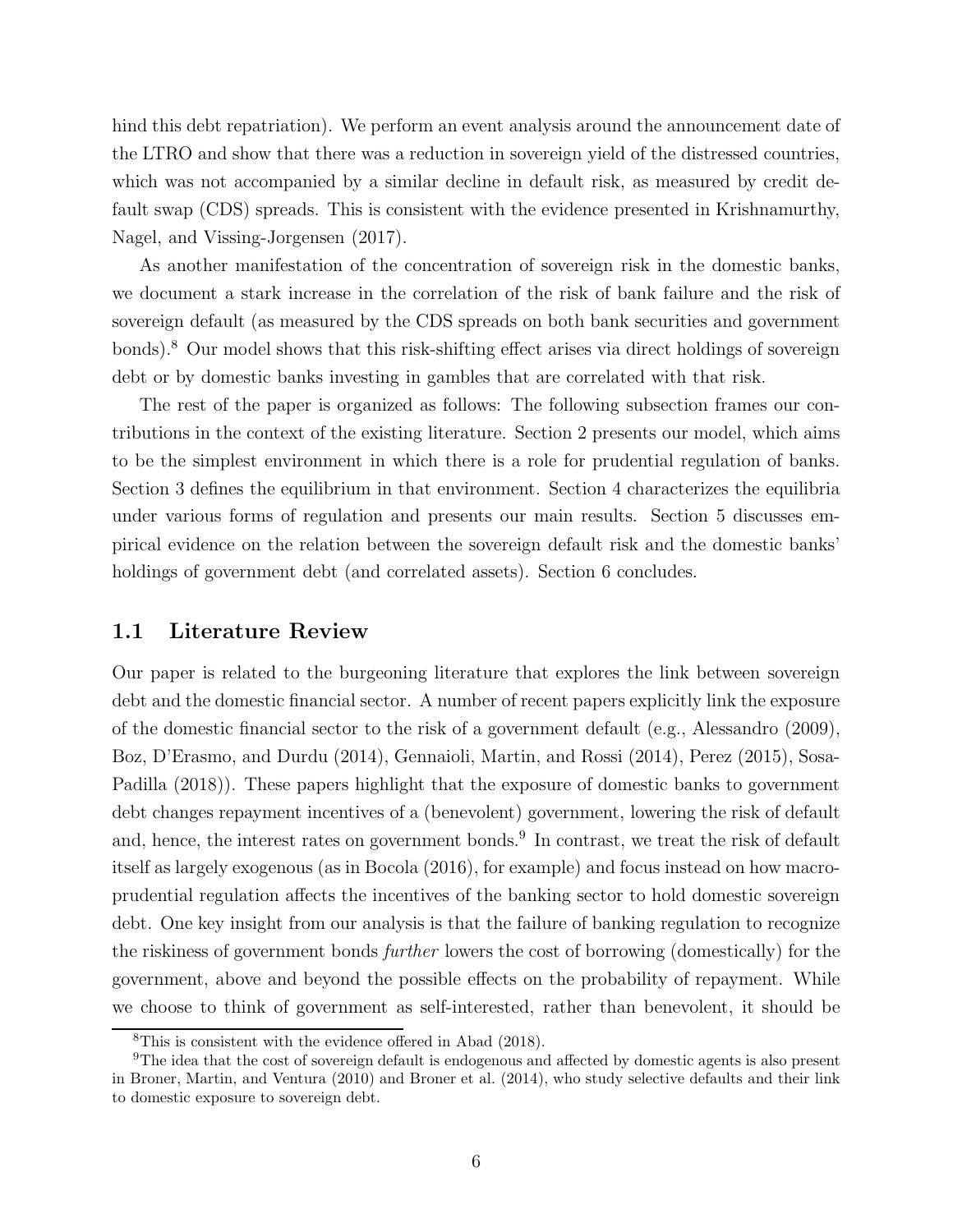hind this debt repatriation). We perform an event analysis around the announcement date of the LTRO and show that there was a reduction in sovereign yield of the distressed countries, which was not accompanied by a similar decline in default risk, as measured by credit default swap (CDS) spreads. This is consistent with the evidence presented in Krishnamurthy, Nagel, and Vissing-Jorgensen (2017).

As another manifestation of the concentration of sovereign risk in the domestic banks, we document a stark increase in the correlation of the risk of bank failure and the risk of sovereign default (as measured by the CDS spreads on both bank securities and government bonds).[8] Our model shows that this risk-shifting effect arises via direct holdings of sovereign debt or by domestic banks investing in gambles that are correlated with that risk.

The rest of the paper is organized as follows: The following subsection frames our contributions in the context of the existing literature. Section 2 presents our model, which aims to be the simplest environment in which there is a role for prudential regulation of banks. Section 3 defines the equilibrium in that environment. Section 4 characterizes the equilibria under various forms of regulation and presents our main results. Section 5 discusses empirical evidence on the relation between the sovereign default risk and the domestic banks' holdings of government debt (and correlated assets). Section 6 concludes.

## 1.1 Literature Review

Our paper is related to the burgeoning literature that explores the link between sovereign debt and the domestic financial sector. A number of recent papers explicitly link the exposure of the domestic financial sector to the risk of a government default (e.g., Alessandro (2009), Boz, D'Erasmo, and Durdu (2014), Gennaioli, Martin, and Rossi (2014), Perez (2015), Sosa-Padilla (2018)). These papers highlight that the exposure of domestic banks to government debt changes repayment incentives of a (benevolent) government, lowering the risk of default and, hence, the interest rates on government bonds.[9] In contrast, we treat the risk of default itself as largely exogenous (as in Bocola (2016), for example) and focus instead on how macroprudential regulation affects the incentives of the banking sector to hold domestic sovereign debt. One key insight from our analysis is that the failure of banking regulation to recognize the riskiness of government bonds *further* lowers the cost of borrowing (domestically) for the government, above and beyond the possible effects on the probability of repayment. While we choose to think of government as self-interested, rather than benevolent, it should be

[8] This is consistent with the evidence offered in Abad (2018).

[9] The idea that the cost of sovereign default is endogenous and affected by domestic agents is also present in Broner, Martin, and Ventura (2010) and Broner et al. (2014), who study selective defaults and their link to domestic exposure to sovereign debt.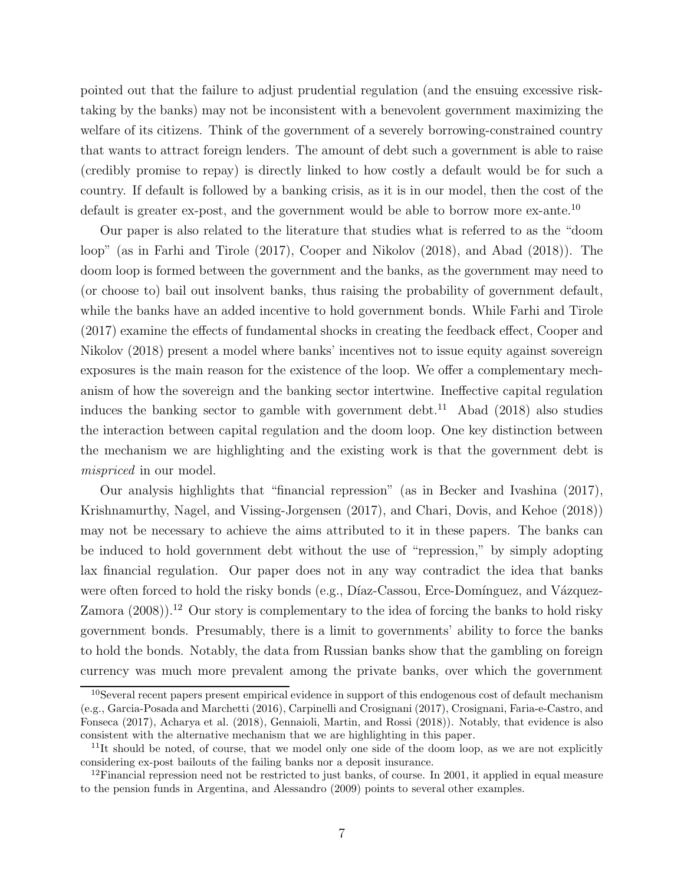pointed out that the failure to adjust prudential regulation (and the ensuing excessive risk-taking by the banks) may not be inconsistent with a benevolent government maximizing the welfare of its citizens. Think of the government of a severely borrowing-constrained country that wants to attract foreign lenders. The amount of debt such a government is able to raise (credibly promise to repay) is directly linked to how costly a default would be for such a country. If default is followed by a banking crisis, as it is in our model, then the cost of the default is greater ex-post, and the government would be able to borrow more ex-ante.[10]

Our paper is also related to the literature that studies what is referred to as the "doom loop" (as in Farhi and Tirole (2017), Cooper and Nikolov (2018), and Abad (2018)). The doom loop is formed between the government and the banks, as the government may need to (or choose to) bail out insolvent banks, thus raising the probability of government default, while the banks have an added incentive to hold government bonds. While Farhi and Tirole (2017) examine the effects of fundamental shocks in creating the feedback effect, Cooper and Nikolov (2018) present a model where banks' incentives not to issue equity against sovereign exposures is the main reason for the existence of the loop. We offer a complementary mechanism of how the sovereign and the banking sector intertwine. Ineffective capital regulation induces the banking sector to gamble with government debt.[11] Abad (2018) also studies the interaction between capital regulation and the doom loop. One key distinction between the mechanism we are highlighting and the existing work is that the government debt is *mispriced* in our model.

Our analysis highlights that "financial repression" (as in Becker and Ivashina (2017), Krishnamurthy, Nagel, and Vissing-Jorgensen (2017), and Chari, Dovis, and Kehoe (2018)) may not be necessary to achieve the aims attributed to it in these papers. The banks can be induced to hold government debt without the use of "repression," by simply adopting lax financial regulation. Our paper does not in any way contradict the idea that banks were often forced to hold the risky bonds (e.g., Díaz-Cassou, Erce-Domínguez, and Vázquez-Zamora (2008)).[12] Our story is complementary to the idea of forcing the banks to hold risky government bonds. Presumably, there is a limit to governments' ability to force the banks to hold the bonds. Notably, the data from Russian banks show that the gambling on foreign currency was much more prevalent among the private banks, over which the government

[10] Several recent papers present empirical evidence in support of this endogenous cost of default mechanism (e.g., Garcia-Posada and Marchetti (2016), Carpinelli and Crosignani (2017), Crosignani, Faria-e-Castro, and Fonseca (2017), Acharya et al. (2018), Gennaioli, Martin, and Rossi (2018)). Notably, that evidence is also consistent with the alternative mechanism that we are highlighting in this paper.

[11] It should be noted, of course, that we model only one side of the doom loop, as we are not explicitly considering ex-post bailouts of the failing banks nor a deposit insurance.

[12] Financial repression need not be restricted to just banks, of course. In 2001, it applied in equal measure to the pension funds in Argentina, and Alessandro (2009) points to several other examples.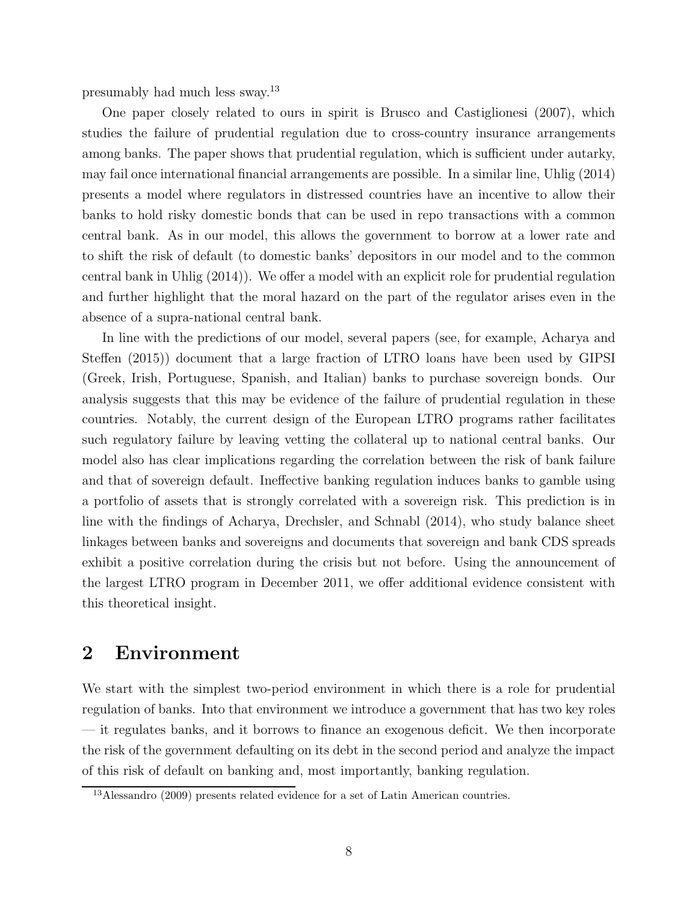presumably had much less sway.[13]

One paper closely related to ours in spirit is Brusco and Castiglionesi (2007), which studies the failure of prudential regulation due to cross-country insurance arrangements among banks. The paper shows that prudential regulation, which is sufficient under autarky, may fail once international financial arrangements are possible. In a similar line, Uhlig (2014) presents a model where regulators in distressed countries have an incentive to allow their banks to hold risky domestic bonds that can be used in repo transactions with a common central bank. As in our model, this allows the government to borrow at a lower rate and to shift the risk of default (to domestic banks' depositors in our model and to the common central bank in Uhlig (2014)). We offer a model with an explicit role for prudential regulation and further highlight that the moral hazard on the part of the regulator arises even in the absence of a supra-national central bank.

In line with the predictions of our model, several papers (see, for example, Acharya and Steffen (2015)) document that a large fraction of LTRO loans have been used by GIPSI (Greek, Irish, Portuguese, Spanish, and Italian) banks to purchase sovereign bonds. Our analysis suggests that this may be evidence of the failure of prudential regulation in these countries. Notably, the current design of the European LTRO programs rather facilitates such regulatory failure by leaving vetting the collateral up to national central banks. Our model also has clear implications regarding the correlation between the risk of bank failure and that of sovereign default. Ineffective banking regulation induces banks to gamble using a portfolio of assets that is strongly correlated with a sovereign risk. This prediction is in line with the findings of Acharya, Drechsler, and Schnabl (2014), who study balance sheet linkages between banks and sovereigns and documents that sovereign and bank CDS spreads exhibit a positive correlation during the crisis but not before. Using the announcement of the largest LTRO program in December 2011, we offer additional evidence consistent with this theoretical insight.

## 2 Environment

We start with the simplest two-period environment in which there is a role for prudential regulation of banks. Into that environment we introduce a government that has two key roles — it regulates banks, and it borrows to finance an exogenous deficit. We then incorporate the risk of the government defaulting on its debt in the second period and analyze the impact of this risk of default on banking and, most importantly, banking regulation.

[13] Alessandro (2009) presents related evidence for a set of Latin American countries.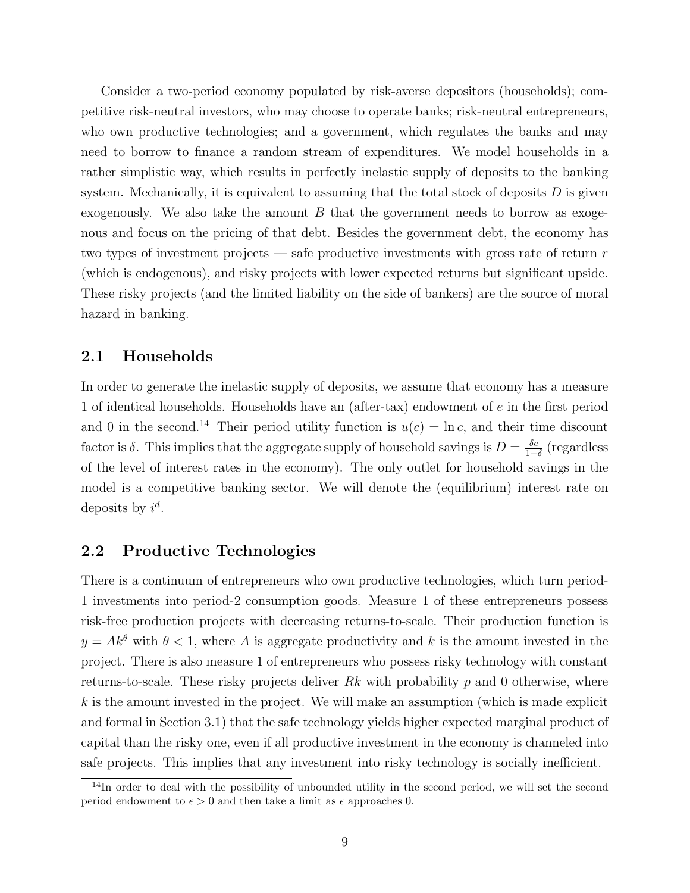Consider a two-period economy populated by risk-averse depositors (households); competitive risk-neutral investors, who may choose to operate banks; risk-neutral entrepreneurs, who own productive technologies; and a government, which regulates the banks and may need to borrow to finance a random stream of expenditures. We model households in a rather simplistic way, which results in perfectly inelastic supply of deposits to the banking system. Mechanically, it is equivalent to assuming that the total stock of deposits $D$ is given exogenously. We also take the amount $B$ that the government needs to borrow as exogenous and focus on the pricing of that debt. Besides the government debt, the economy has two types of investment projects — safe productive investments with gross rate of return $r$ (which is endogenous), and risky projects with lower expected returns but significant upside. These risky projects (and the limited liability on the side of bankers) are the source of moral hazard in banking.

## 2.1 Households

In order to generate the inelastic supply of deposits, we assume that economy has a measure 1 of identical households. Households have an (after-tax) endowment of $e$ in the first period and 0 in the second.[14] Their period utility function is $u(c) = \ln c$, and their time discount factor is $\delta$. This implies that the aggregate supply of household savings is $D = \frac{\delta e}{1+\delta}$ (regardless of the level of interest rates in the economy). The only outlet for household savings in the model is a competitive banking sector. We will denote the (equilibrium) interest rate on deposits by $i^d$.

## 2.2 Productive Technologies

There is a continuum of entrepreneurs who own productive technologies, which turn period-1 investments into period-2 consumption goods. Measure 1 of these entrepreneurs possess risk-free production projects with decreasing returns-to-scale. Their production function is $y = Ak^\theta$ with $\theta < 1$, where $A$ is aggregate productivity and $k$ is the amount invested in the project. There is also measure 1 of entrepreneurs who possess risky technology with constant returns-to-scale. These risky projects deliver $Rk$ with probability $p$ and 0 otherwise, where $k$ is the amount invested in the project. We will make an assumption (which is made explicit and formal in Section 3.1) that the safe technology yields higher expected marginal product of capital than the risky one, even if all productive investment in the economy is channeled into safe projects. This implies that any investment into risky technology is socially inefficient.

[14] In order to deal with the possibility of unbounded utility in the second period, we will set the second period endowment to $\epsilon > 0$ and then take a limit as $\epsilon$ approaches 0.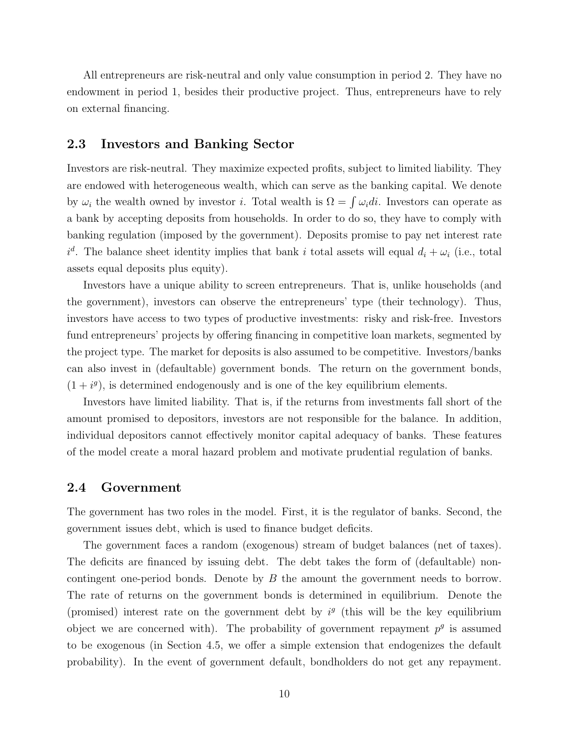All entrepreneurs are risk-neutral and only value consumption in period 2. They have no endowment in period 1, besides their productive project. Thus, entrepreneurs have to rely on external financing.

## 2.3 Investors and Banking Sector

Investors are risk-neutral. They maximize expected profits, subject to limited liability. They are endowed with heterogeneous wealth, which can serve as the banking capital. We denote by $\omega_i$ the wealth owned by investor $i$. Total wealth is $\Omega = \int \omega_i di$. Investors can operate as a bank by accepting deposits from households. In order to do so, they have to comply with banking regulation (imposed by the government). Deposits promise to pay net interest rate $i^d$. The balance sheet identity implies that bank $i$ total assets will equal $d_i + \omega_i$ (i.e., total assets equal deposits plus equity).

Investors have a unique ability to screen entrepreneurs. That is, unlike households (and the government), investors can observe the entrepreneurs' type (their technology). Thus, investors have access to two types of productive investments: risky and risk-free. Investors fund entrepreneurs' projects by offering financing in competitive loan markets, segmented by the project type. The market for deposits is also assumed to be competitive. Investors/banks can also invest in (defaultable) government bonds. The return on the government bonds, $(1 + i^g)$, is determined endogenously and is one of the key equilibrium elements.

Investors have limited liability. That is, if the returns from investments fall short of the amount promised to depositors, investors are not responsible for the balance. In addition, individual depositors cannot effectively monitor capital adequacy of banks. These features of the model create a moral hazard problem and motivate prudential regulation of banks.

## 2.4 Government

The government has two roles in the model. First, it is the regulator of banks. Second, the government issues debt, which is used to finance budget deficits.

The government faces a random (exogenous) stream of budget balances (net of taxes). The deficits are financed by issuing debt. The debt takes the form of (defaultable) non-contingent one-period bonds. Denote by $B$ the amount the government needs to borrow. The rate of returns on the government bonds is determined in equilibrium. Denote the (promised) interest rate on the government debt by $i^g$ (this will be the key equilibrium object we are concerned with). The probability of government repayment $p^g$ is assumed to be exogenous (in Section 4.5, we offer a simple extension that endogenizes the default probability). In the event of government default, bondholders do not get any repayment.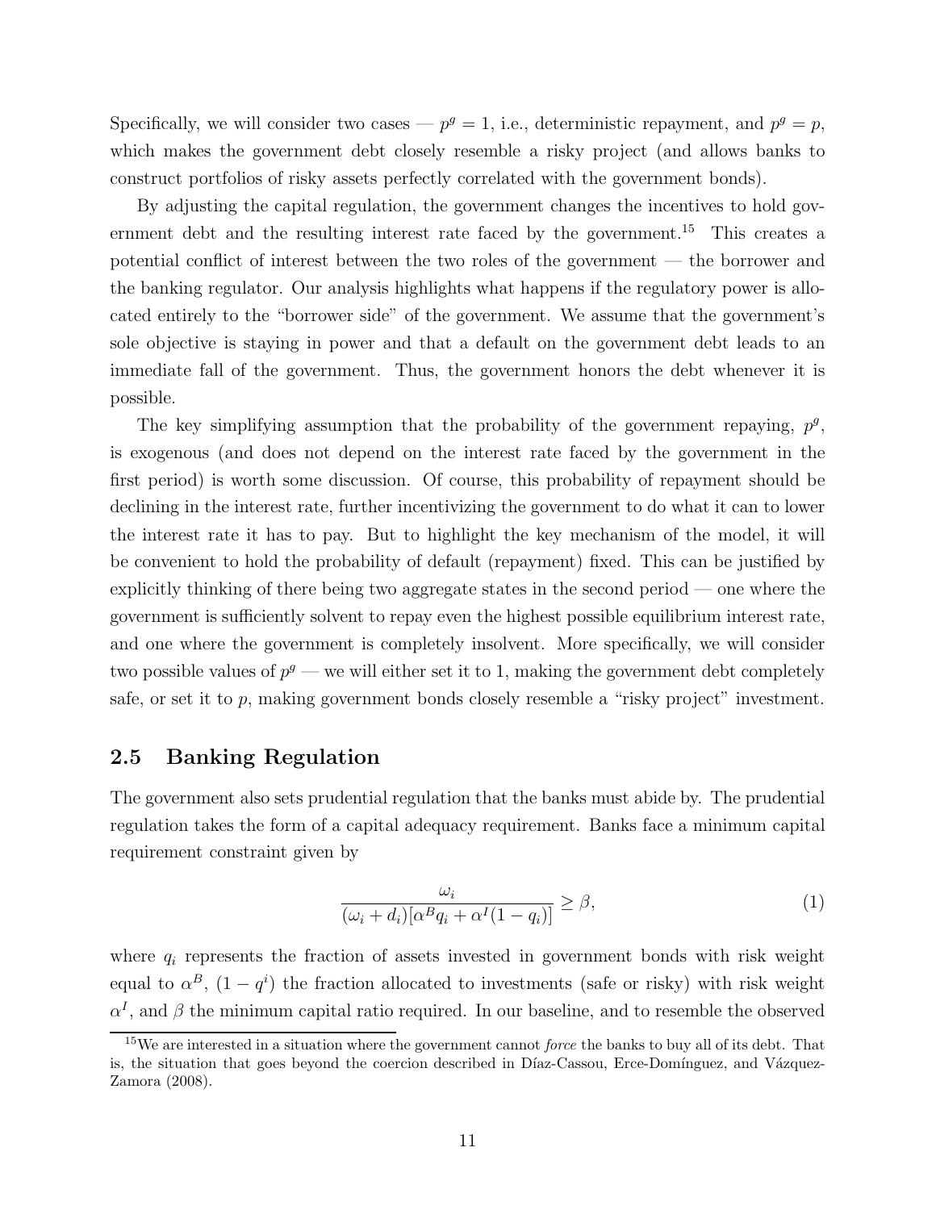Specifically, we will consider two cases — $p^g = 1$, i.e., deterministic repayment, and $p^g = p$, which makes the government debt closely resemble a risky project (and allows banks to construct portfolios of risky assets perfectly correlated with the government bonds).

By adjusting the capital regulation, the government changes the incentives to hold government debt and the resulting interest rate faced by the government.[15] This creates a potential conflict of interest between the two roles of the government — the borrower and the banking regulator. Our analysis highlights what happens if the regulatory power is allocated entirely to the "borrower side" of the government. We assume that the government's sole objective is staying in power and that a default on the government debt leads to an immediate fall of the government. Thus, the government honors the debt whenever it is possible.

The key simplifying assumption that the probability of the government repaying, $p^g$, is exogenous (and does not depend on the interest rate faced by the government in the first period) is worth some discussion. Of course, this probability of repayment should be declining in the interest rate, further incentivizing the government to do what it can to lower the interest rate it has to pay. But to highlight the key mechanism of the model, it will be convenient to hold the probability of default (repayment) fixed. This can be justified by explicitly thinking of there being two aggregate states in the second period — one where the government is sufficiently solvent to repay even the highest possible equilibrium interest rate, and one where the government is completely insolvent. More specifically, we will consider two possible values of $p^g$ — we will either set it to 1, making the government debt completely safe, or set it to $p$, making government bonds closely resemble a "risky project" investment.

## 2.5 Banking Regulation

The government also sets prudential regulation that the banks must abide by. The prudential regulation takes the form of a capital adequacy requirement. Banks face a minimum capital requirement constraint given by

$$\frac{\omega_i}{(\omega_i + d_i)[\alpha^B q_i + \alpha^I(1 - q_i)]} \geq \beta, \tag{1}$$

where $q_i$ represents the fraction of assets invested in government bonds with risk weight equal to $\alpha^B$, $(1 - q^i)$ the fraction allocated to investments (safe or risky) with risk weight $\alpha^I$, and $\beta$ the minimum capital ratio required. In our baseline, and to resemble the observed

[15]We are interested in a situation where the government cannot *force* the banks to buy all of its debt. That is, the situation that goes beyond the coercion described in Díaz-Cassou, Erce-Domínguez, and Vázquez-Zamora (2008).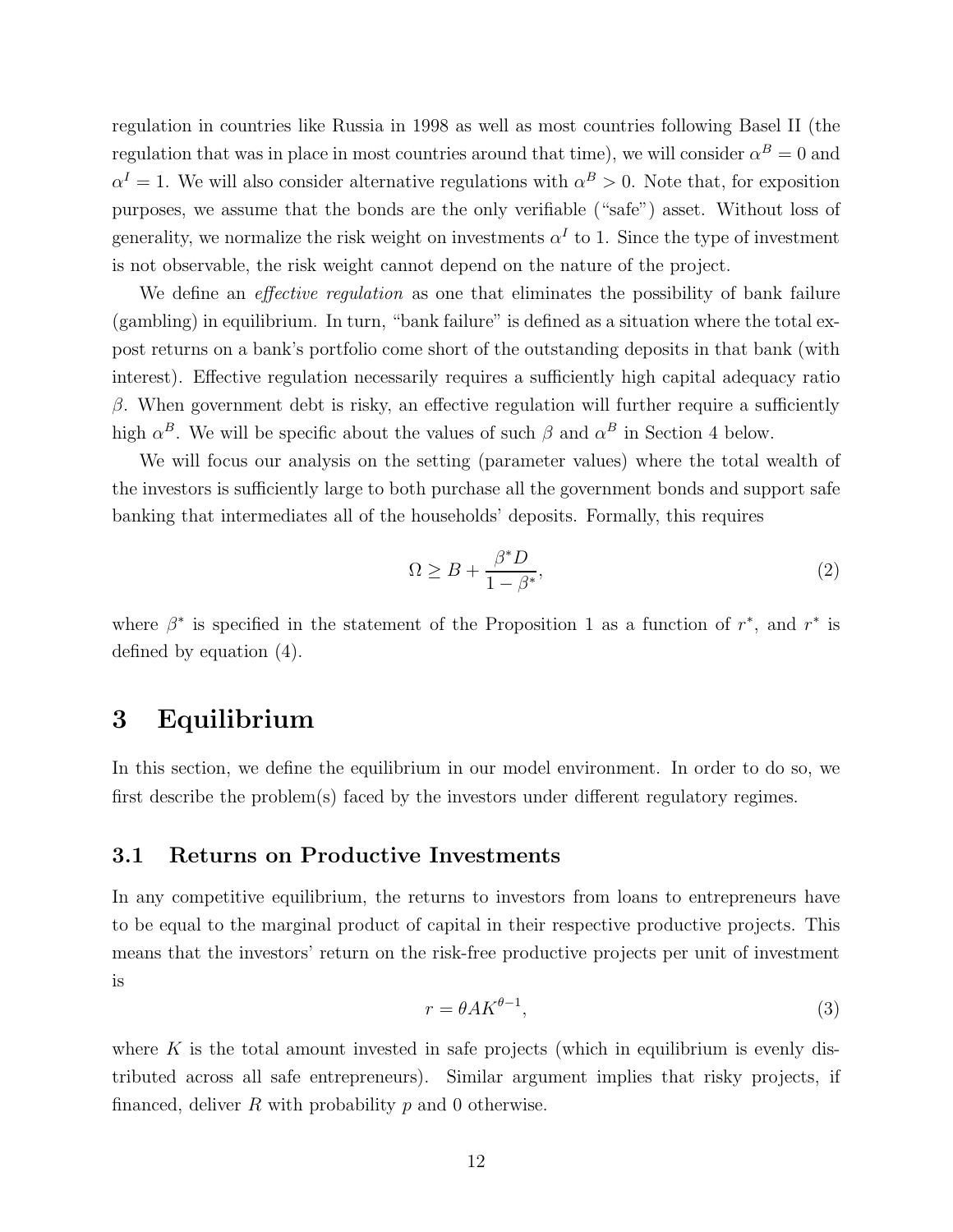regulation in countries like Russia in 1998 as well as most countries following Basel II (the regulation that was in place in most countries around that time), we will consider $\alpha^B = 0$ and $\alpha^I = 1$. We will also consider alternative regulations with $\alpha^B > 0$. Note that, for exposition purposes, we assume that the bonds are the only verifiable ("safe") asset. Without loss of generality, we normalize the risk weight on investments $\alpha^I$ to 1. Since the type of investment is not observable, the risk weight cannot depend on the nature of the project.

We define an *effective regulation* as one that eliminates the possibility of bank failure (gambling) in equilibrium. In turn, "bank failure" is defined as a situation where the total ex-post returns on a bank's portfolio come short of the outstanding deposits in that bank (with interest). Effective regulation necessarily requires a sufficiently high capital adequacy ratio $\beta$. When government debt is risky, an effective regulation will further require a sufficiently high $\alpha^B$. We will be specific about the values of such $\beta$ and $\alpha^B$ in Section 4 below.

We will focus our analysis on the setting (parameter values) where the total wealth of the investors is sufficiently large to both purchase all the government bonds and support safe banking that intermediates all of the households' deposits. Formally, this requires

$$\Omega \geq B + \frac{\beta^* D}{1 - \beta^*}, \tag{2}$$

where $\beta^*$ is specified in the statement of the Proposition 1 as a function of $r^*$, and $r^*$ is defined by equation (4).

# 3 Equilibrium

In this section, we define the equilibrium in our model environment. In order to do so, we first describe the problem(s) faced by the investors under different regulatory regimes.

## 3.1 Returns on Productive Investments

In any competitive equilibrium, the returns to investors from loans to entrepreneurs have to be equal to the marginal product of capital in their respective productive projects. This means that the investors' return on the risk-free productive projects per unit of investment is

$$r = \theta A K^{\theta - 1}, \tag{3}$$

where $K$ is the total amount invested in safe projects (which in equilibrium is evenly distributed across all safe entrepreneurs). Similar argument implies that risky projects, if financed, deliver $R$ with probability $p$ and 0 otherwise.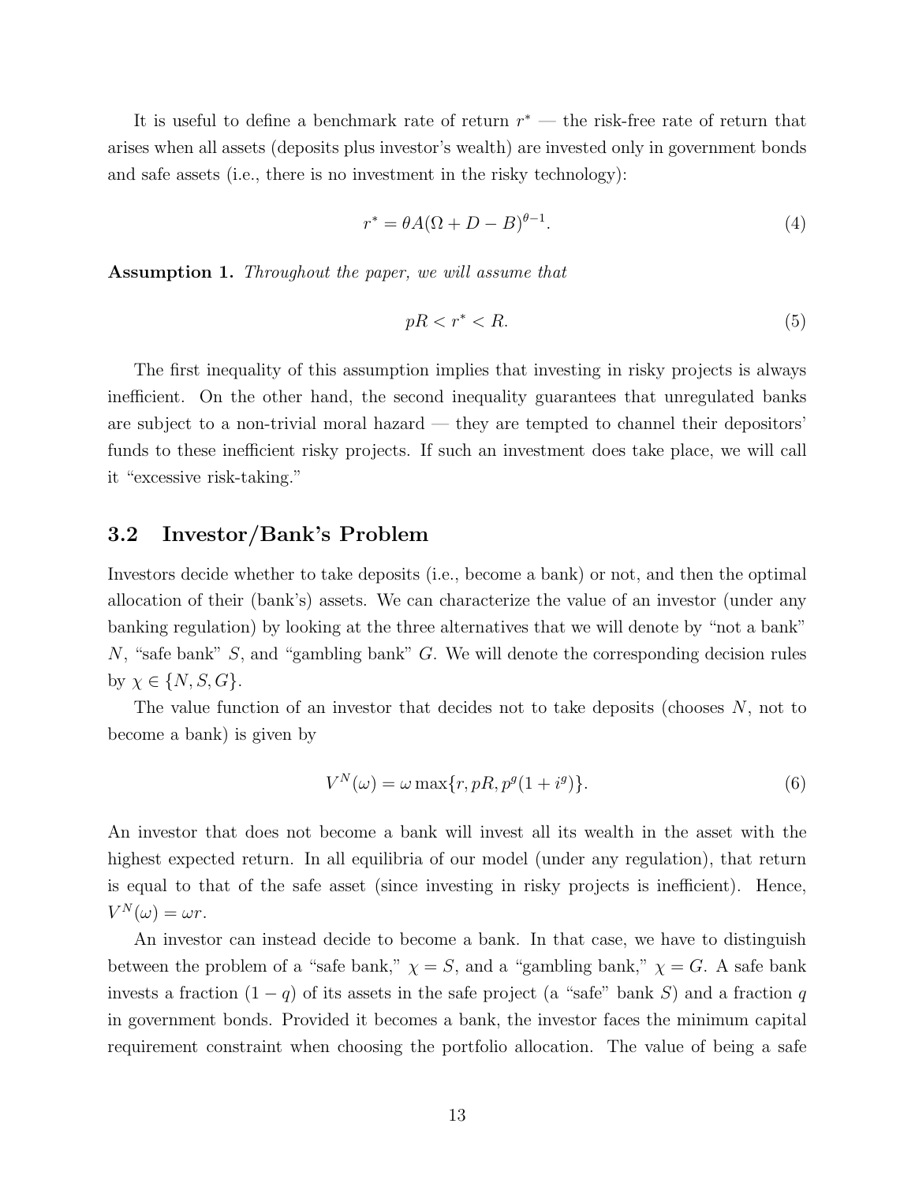It is useful to define a benchmark rate of return $r^*$ — the risk-free rate of return that arises when all assets (deposits plus investor's wealth) are invested only in government bonds and safe assets (i.e., there is no investment in the risky technology):

$$r^* = \theta A(\Omega + D - B)^{\theta-1}. \tag{4}$$

**Assumption 1.** *Throughout the paper, we will assume that*

$$pR < r^* < R. \tag{5}$$

The first inequality of this assumption implies that investing in risky projects is always inefficient. On the other hand, the second inequality guarantees that unregulated banks are subject to a non-trivial moral hazard — they are tempted to channel their depositors' funds to these inefficient risky projects. If such an investment does take place, we will call it "excessive risk-taking."

## 3.2 Investor/Bank's Problem

Investors decide whether to take deposits (i.e., become a bank) or not, and then the optimal allocation of their (bank's) assets. We can characterize the value of an investor (under any banking regulation) by looking at the three alternatives that we will denote by "not a bank" $N$, "safe bank" $S$, and "gambling bank" $G$. We will denote the corresponding decision rules by $\chi \in \{N, S, G\}$.

The value function of an investor that decides not to take deposits (chooses $N$, not to become a bank) is given by

$$V^N(\omega) = \omega \max\{r, pR, p^g(1+i^g)\}. \tag{6}$$

An investor that does not become a bank will invest all its wealth in the asset with the highest expected return. In all equilibria of our model (under any regulation), that return is equal to that of the safe asset (since investing in risky projects is inefficient). Hence, $V^N(\omega) = \omega r$.

An investor can instead decide to become a bank. In that case, we have to distinguish between the problem of a "safe bank," $\chi = S$, and a "gambling bank," $\chi = G$. A safe bank invests a fraction $(1-q)$ of its assets in the safe project (a "safe" bank $S$) and a fraction $q$ in government bonds. Provided it becomes a bank, the investor faces the minimum capital requirement constraint when choosing the portfolio allocation. The value of being a safe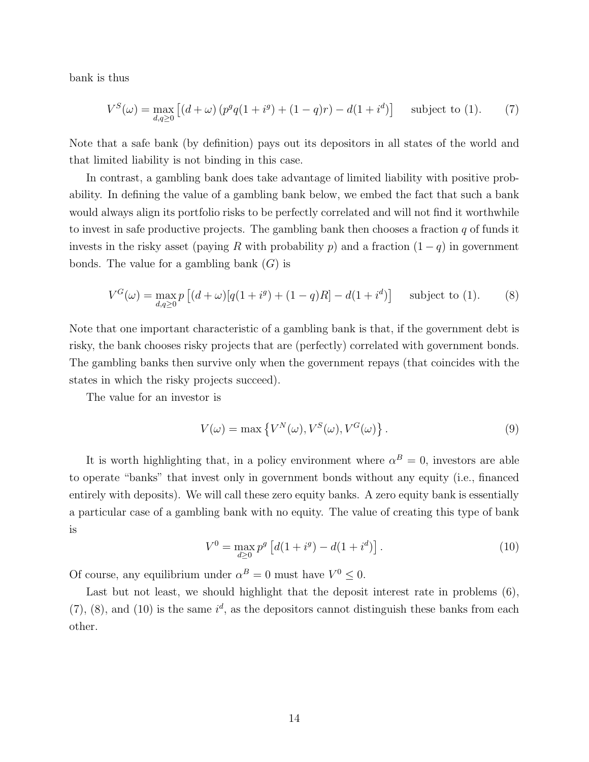bank is thus

$$V^S(\omega) = \max_{d,q\geq 0} \left[ (d+\omega) \left( p^g q(1+i^g) + (1-q)r \right) - d(1+i^d) \right] \quad \text{subject to (1).} \tag{7}$$

Note that a safe bank (by definition) pays out its depositors in all states of the world and that limited liability is not binding in this case.

In contrast, a gambling bank does take advantage of limited liability with positive probability. In defining the value of a gambling bank below, we embed the fact that such a bank would always align its portfolio risks to be perfectly correlated and will not find it worthwhile to invest in safe productive projects. The gambling bank then chooses a fraction $q$ of funds it invests in the risky asset (paying $R$ with probability $p$) and a fraction $(1-q)$ in government bonds. The value for a gambling bank ($G$) is

$$V^G(\omega) = \max_{d,q\geq 0} p \left[ (d+\omega)[q(1+i^g) + (1-q)R] - d(1+i^d) \right] \quad \text{subject to (1).} \tag{8}$$

Note that one important characteristic of a gambling bank is that, if the government debt is risky, the bank chooses risky projects that are (perfectly) correlated with government bonds. The gambling banks then survive only when the government repays (that coincides with the states in which the risky projects succeed).

The value for an investor is

$$V(\omega) = \max \left\{ V^N(\omega), V^S(\omega), V^G(\omega) \right\}. \tag{9}$$

It is worth highlighting that, in a policy environment where $\alpha^B = 0$, investors are able to operate "banks" that invest only in government bonds without any equity (i.e., financed entirely with deposits). We will call these zero equity banks. A zero equity bank is essentially a particular case of a gambling bank with no equity. The value of creating this type of bank is

$$V^0 = \max_{d\geq 0} p^g \left[ d(1+i^g) - d(1+i^d) \right]. \tag{10}$$

Of course, any equilibrium under $\alpha^B = 0$ must have $V^0 \leq 0$.

Last but not least, we should highlight that the deposit interest rate in problems (6), (7), (8), and (10) is the same $i^d$, as the depositors cannot distinguish these banks from each other.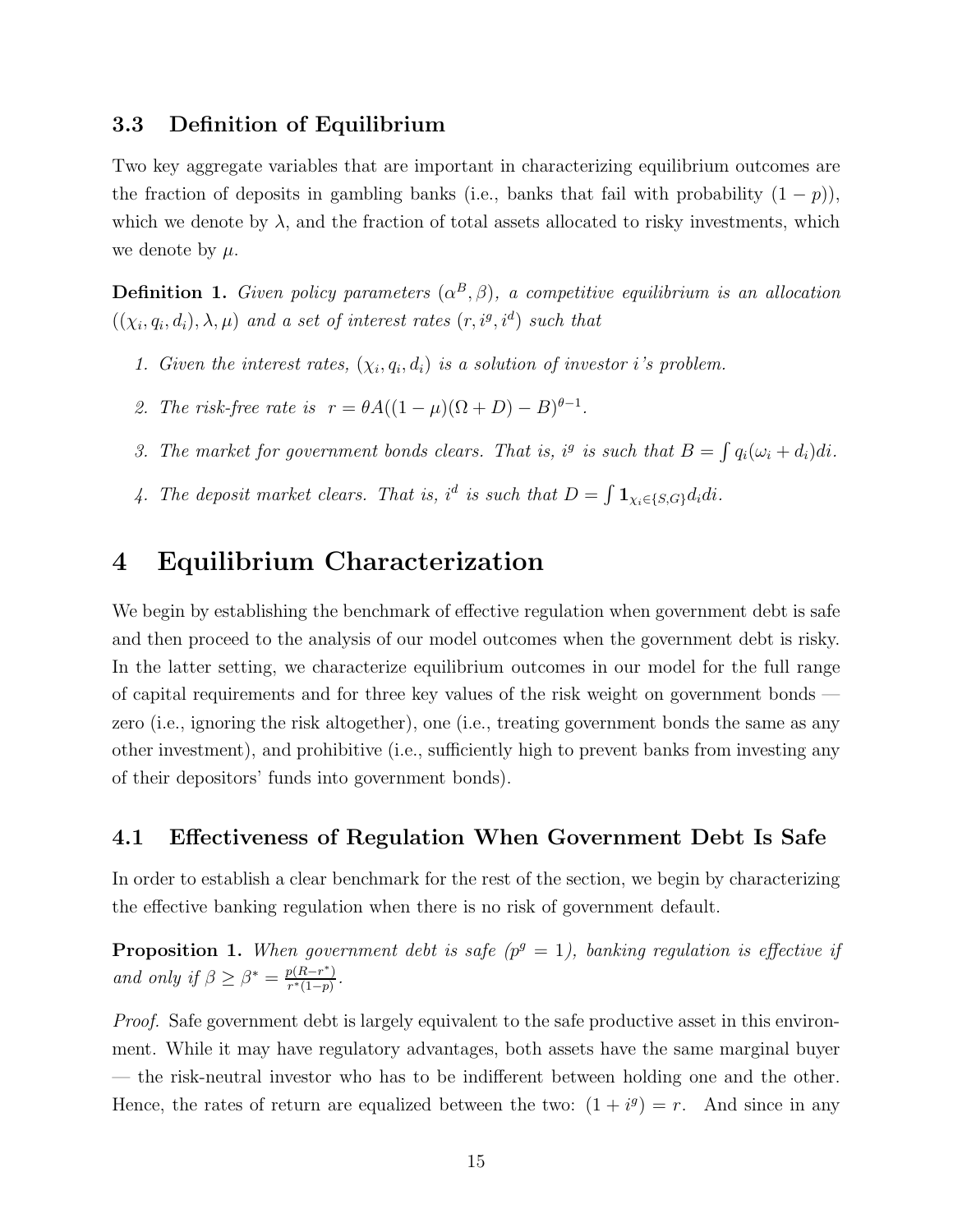### 3.3 Definition of Equilibrium

Two key aggregate variables that are important in characterizing equilibrium outcomes are the fraction of deposits in gambling banks (i.e., banks that fail with probability $(1-p)$), which we denote by $\lambda$, and the fraction of total assets allocated to risky investments, which we denote by $\mu$.

**Definition 1.** *Given policy parameters $(\alpha^B, \beta)$, a competitive equilibrium is an allocation $((\chi_i, q_i, d_i), \lambda, \mu)$ and a set of interest rates $(r, i^g, i^d)$ such that*

1. *Given the interest rates, $(\chi_i, q_i, d_i)$ is a solution of investor i's problem.*
2. *The risk-free rate is $r = \theta A((1-\mu)(\Omega + D) - B)^{\theta-1}$.*
3. *The market for government bonds clears. That is, $i^g$ is such that $B = \int q_i(\omega_i + d_i)di$.*
4. *The deposit market clears. That is, $i^d$ is such that $D = \int \mathbf{1}_{\chi_i \in \{S,G\}} d_i di$.*

# 4 Equilibrium Characterization

We begin by establishing the benchmark of effective regulation when government debt is safe and then proceed to the analysis of our model outcomes when the government debt is risky. In the latter setting, we characterize equilibrium outcomes in our model for the full range of capital requirements and for three key values of the risk weight on government bonds — zero (i.e., ignoring the risk altogether), one (i.e., treating government bonds the same as any other investment), and prohibitive (i.e., sufficiently high to prevent banks from investing any of their depositors' funds into government bonds).

## 4.1 Effectiveness of Regulation When Government Debt Is Safe

In order to establish a clear benchmark for the rest of the section, we begin by characterizing the effective banking regulation when there is no risk of government default.

**Proposition 1.** *When government debt is safe ($p^g = 1$), banking regulation is effective if and only if $\beta \geq \beta^* = \frac{p(R-r^*)}{r^*(1-p)}$.*

*Proof.* Safe government debt is largely equivalent to the safe productive asset in this environment. While it may have regulatory advantages, both assets have the same marginal buyer — the risk-neutral investor who has to be indifferent between holding one and the other. Hence, the rates of return are equalized between the two: $(1 + i^g) = r$. And since in any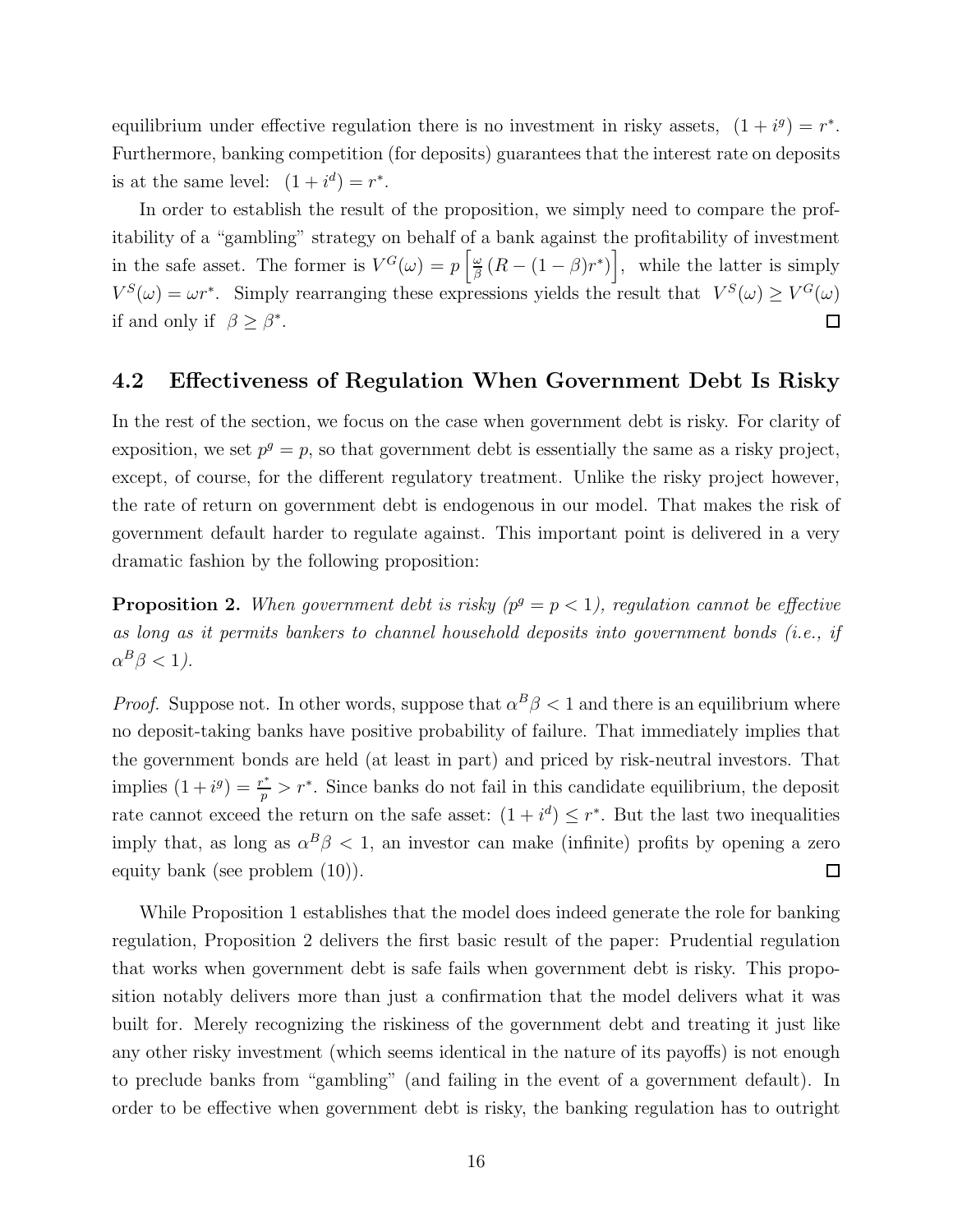equilibrium under effective regulation there is no investment in risky assets, $(1+i^g) = r^*$. Furthermore, banking competition (for deposits) guarantees that the interest rate on deposits is at the same level: $(1+i^d) = r^*$.

In order to establish the result of the proposition, we simply need to compare the profitability of a "gambling" strategy on behalf of a bank against the profitability of investment in the safe asset. The former is $V^G(\omega) = p\left[\frac{\omega}{\beta}\left(R-(1-\beta)r^*\right)\right]$, while the latter is simply $V^S(\omega) = \omega r^*$. Simply rearranging these expressions yields the result that $V^S(\omega) \geq V^G(\omega)$ if and only if $\beta \geq \beta^*$. ☐

## 4.2 Effectiveness of Regulation When Government Debt Is Risky

In the rest of the section, we focus on the case when government debt is risky. For clarity of exposition, we set $p^g = p$, so that government debt is essentially the same as a risky project, except, of course, for the different regulatory treatment. Unlike the risky project however, the rate of return on government debt is endogenous in our model. That makes the risk of government default harder to regulate against. This important point is delivered in a very dramatic fashion by the following proposition:

**Proposition 2.** *When government debt is risky ($p^g = p < 1$), regulation cannot be effective as long as it permits bankers to channel household deposits into government bonds (i.e., if $\alpha^B\beta < 1$).*

*Proof.* Suppose not. In other words, suppose that $\alpha^B\beta < 1$ and there is an equilibrium where no deposit-taking banks have positive probability of failure. That immediately implies that the government bonds are held (at least in part) and priced by risk-neutral investors. That implies $(1+i^g) = \frac{r^*}{p} > r^*$. Since banks do not fail in this candidate equilibrium, the deposit rate cannot exceed the return on the safe asset: $(1+i^d) \leq r^*$. But the last two inequalities imply that, as long as $\alpha^B\beta < 1$, an investor can make (infinite) profits by opening a zero equity bank (see problem (10)). ☐

While Proposition 1 establishes that the model does indeed generate the role for banking regulation, Proposition 2 delivers the first basic result of the paper: Prudential regulation that works when government debt is safe fails when government debt is risky. This proposition notably delivers more than just a confirmation that the model delivers what it was built for. Merely recognizing the riskiness of the government debt and treating it just like any other risky investment (which seems identical in the nature of its payoffs) is not enough to preclude banks from "gambling" (and failing in the event of a government default). In order to be effective when government debt is risky, the banking regulation has to outright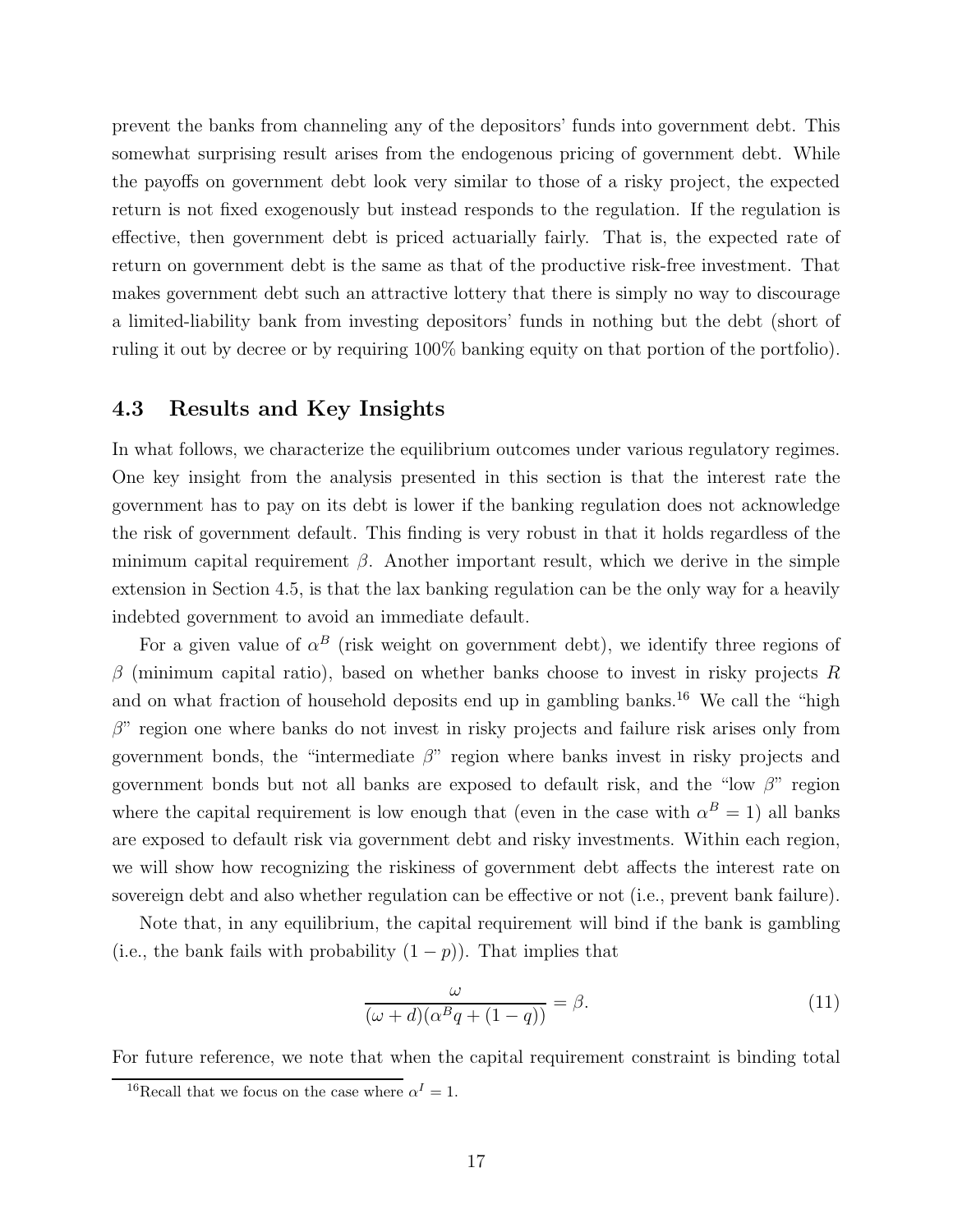prevent the banks from channeling any of the depositors' funds into government debt. This somewhat surprising result arises from the endogenous pricing of government debt. While the payoffs on government debt look very similar to those of a risky project, the expected return is not fixed exogenously but instead responds to the regulation. If the regulation is effective, then government debt is priced actuarially fairly. That is, the expected rate of return on government debt is the same as that of the productive risk-free investment. That makes government debt such an attractive lottery that there is simply no way to discourage a limited-liability bank from investing depositors' funds in nothing but the debt (short of ruling it out by decree or by requiring 100% banking equity on that portion of the portfolio).

### 4.3 Results and Key Insights

In what follows, we characterize the equilibrium outcomes under various regulatory regimes. One key insight from the analysis presented in this section is that the interest rate the government has to pay on its debt is lower if the banking regulation does not acknowledge the risk of government default. This finding is very robust in that it holds regardless of the minimum capital requirement $\beta$. Another important result, which we derive in the simple extension in Section 4.5, is that the lax banking regulation can be the only way for a heavily indebted government to avoid an immediate default.

For a given value of $\alpha^B$ (risk weight on government debt), we identify three regions of $\beta$ (minimum capital ratio), based on whether banks choose to invest in risky projects $R$ and on what fraction of household deposits end up in gambling banks.[16] We call the "high $\beta$" region one where banks do not invest in risky projects and failure risk arises only from government bonds, the "intermediate $\beta$" region where banks invest in risky projects and government bonds but not all banks are exposed to default risk, and the "low $\beta$" region where the capital requirement is low enough that (even in the case with $\alpha^B = 1$) all banks are exposed to default risk via government debt and risky investments. Within each region, we will show how recognizing the riskiness of government debt affects the interest rate on sovereign debt and also whether regulation can be effective or not (i.e., prevent bank failure).

Note that, in any equilibrium, the capital requirement will bind if the bank is gambling (i.e., the bank fails with probability $(1-p)$). That implies that

$$\frac{\omega}{(\omega + d)(\alpha^B q + (1-q))} = \beta. \tag{11}$$

For future reference, we note that when the capital requirement constraint is binding total

[16] Recall that we focus on the case where $\alpha^I = 1$.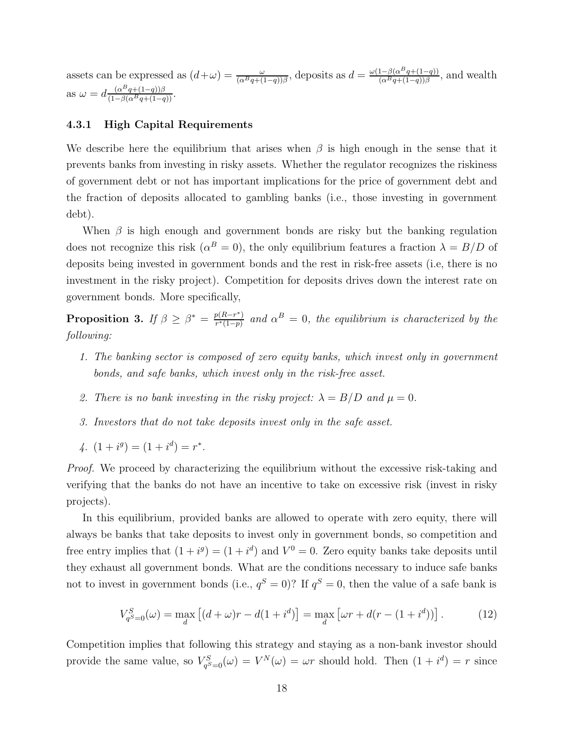assets can be expressed as $(d+\omega) = \frac{\omega}{(\alpha^B q+(1-q))\beta}$, deposits as $d = \frac{\omega(1-\beta(\alpha^B q+(1-q))}{(\alpha^B q+(1-q))\beta}$, and wealth as $\omega = d\frac{(\alpha^B q+(1-q))\beta}{(1-\beta(\alpha^B q+(1-q))}$.

### 4.3.1 High Capital Requirements

We describe here the equilibrium that arises when $\beta$ is high enough in the sense that it prevents banks from investing in risky assets. Whether the regulator recognizes the riskiness of government debt or not has important implications for the price of government debt and the fraction of deposits allocated to gambling banks (i.e., those investing in government debt).

When $\beta$ is high enough and government bonds are risky but the banking regulation does not recognize this risk ($\alpha^B = 0$), the only equilibrium features a fraction $\lambda = B/D$ of deposits being invested in government bonds and the rest in risk-free assets (i.e, there is no investment in the risky project). Competition for deposits drives down the interest rate on government bonds. More specifically,

**Proposition 3.** *If $\beta \geq \beta^* = \frac{p(R-r^*)}{r^*(1-p)}$ and $\alpha^B = 0$, the equilibrium is characterized by the following:*

1. *The banking sector is composed of zero equity banks, which invest only in government bonds, and safe banks, which invest only in the risk-free asset.*
2. *There is no bank investing in the risky project: $\lambda = B/D$ and $\mu = 0$.*
3. *Investors that do not take deposits invest only in the safe asset.*
4. *$(1+i^g) = (1+i^d) = r^*$.*

*Proof.* We proceed by characterizing the equilibrium without the excessive risk-taking and verifying that the banks do not have an incentive to take on excessive risk (invest in risky projects).

In this equilibrium, provided banks are allowed to operate with zero equity, there will always be banks that take deposits to invest only in government bonds, so competition and free entry implies that $(1+i^g) = (1+i^d)$ and $V^0 = 0$. Zero equity banks take deposits until they exhaust all government bonds. What are the conditions necessary to induce safe banks not to invest in government bonds (i.e., $q^S = 0$)? If $q^S = 0$, then the value of a safe bank is

$$V^S_{q^S=0}(\omega) = \max_d \left[(d+\omega)r - d(1+i^d)\right] = \max_d \left[\omega r + d(r-(1+i^d))\right]. \tag{12}$$

Competition implies that following this strategy and staying as a non-bank investor should provide the same value, so $V^S_{q^S=0}(\omega) = V^N(\omega) = \omega r$ should hold. Then $(1+i^d) = r$ since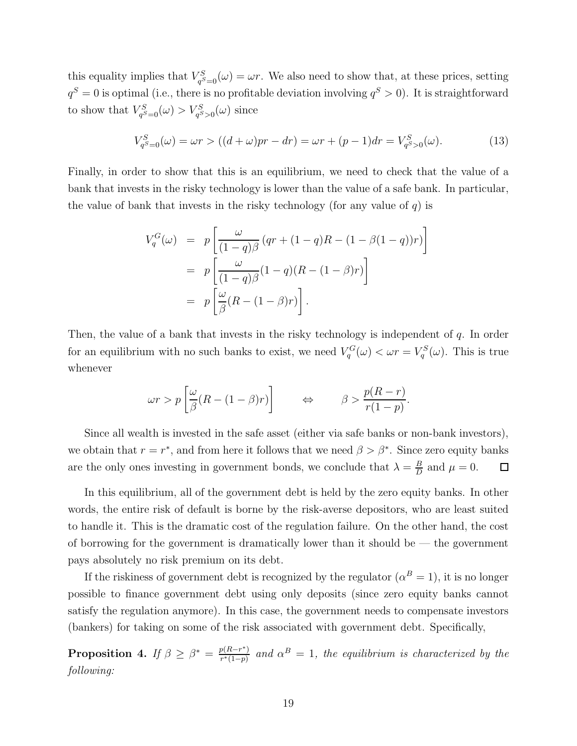this equality implies that $V^S_{q^S=0}(\omega) = \omega r$. We also need to show that, at these prices, setting $q^S = 0$ is optimal (i.e., there is no profitable deviation involving $q^S > 0$). It is straightforward to show that $V^S_{q^S=0}(\omega) > V^S_{q^S>0}(\omega)$ since

$$V^S_{q^S=0}(\omega) = \omega r > ((d+\omega)pr - dr) = \omega r + (p-1)dr = V^S_{q^S>0}(\omega). \tag{13}$$

Finally, in order to show that this is an equilibrium, we need to check that the value of a bank that invests in the risky technology is lower than the value of a safe bank. In particular, the value of bank that invests in the risky technology (for any value of $q$) is

$$\begin{aligned}
V^G_q(\omega) &= p\left[\frac{\omega}{(1-q)\beta}\left(qr + (1-q)R - (1-\beta(1-q))r\right)\right] \\
&= p\left[\frac{\omega}{(1-q)\beta}(1-q)(R-(1-\beta)r)\right] \\
&= p\left[\frac{\omega}{\beta}(R-(1-\beta)r)\right].
\end{aligned}$$

Then, the value of a bank that invests in the risky technology is independent of $q$. In order for an equilibrium with no such banks to exist, we need $V^G_q(\omega) < \omega r = V^S_q(\omega)$. This is true whenever

$$\omega r > p\left[\frac{\omega}{\beta}(R-(1-\beta)r)\right] \qquad \Leftrightarrow \qquad \beta > \frac{p(R-r)}{r(1-p)}.$$

Since all wealth is invested in the safe asset (either via safe banks or non-bank investors), we obtain that $r = r^*$, and from here it follows that we need $\beta > \beta^*$. Since zero equity banks are the only ones investing in government bonds, we conclude that $\lambda = \frac{B}{D}$ and $\mu = 0$. ☐

In this equilibrium, all of the government debt is held by the zero equity banks. In other words, the entire risk of default is borne by the risk-averse depositors, who are least suited to handle it. This is the dramatic cost of the regulation failure. On the other hand, the cost of borrowing for the government is dramatically lower than it should be — the government pays absolutely no risk premium on its debt.

If the riskiness of government debt is recognized by the regulator ($\alpha^B = 1$), it is no longer possible to finance government debt using only deposits (since zero equity banks cannot satisfy the regulation anymore). In this case, the government needs to compensate investors (bankers) for taking on some of the risk associated with government debt. Specifically,

**Proposition 4.** *If $\beta \geq \beta^* = \frac{p(R-r^*)}{r^*(1-p)}$ and $\alpha^B = 1$, the equilibrium is characterized by the following:*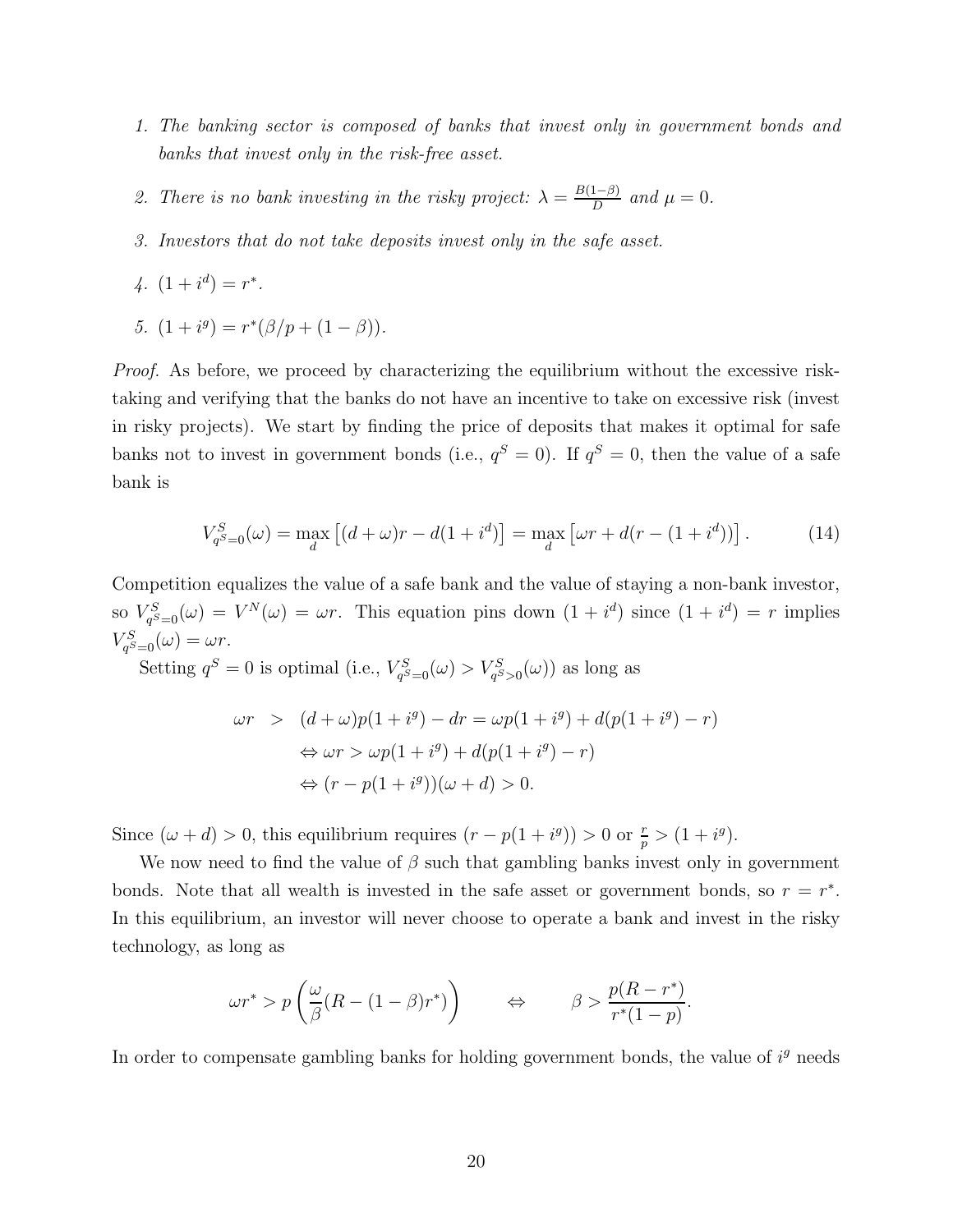1. *The banking sector is composed of banks that invest only in government bonds and banks that invest only in the risk-free asset.*

2. *There is no bank investing in the risky project:* $\lambda = \frac{B(1-\beta)}{D}$ *and* $\mu = 0$.

3. *Investors that do not take deposits invest only in the safe asset.*

4. $(1 + i^d) = r^*$.

5. $(1 + i^g) = r^*(\beta/p + (1 - \beta))$.

*Proof.* As before, we proceed by characterizing the equilibrium without the excessive risk-taking and verifying that the banks do not have an incentive to take on excessive risk (invest in risky projects). We start by finding the price of deposits that makes it optimal for safe banks not to invest in government bonds (i.e., $q^S = 0$). If $q^S = 0$, then the value of a safe bank is

$$V^S_{q^S=0}(\omega) = \max_d \left[(d + \omega)r - d(1 + i^d)\right] = \max_d \left[\omega r + d(r - (1 + i^d))\right]. \tag{14}$$

Competition equalizes the value of a safe bank and the value of staying a non-bank investor, so $V^S_{q^S=0}(\omega) = V^N(\omega) = \omega r$. This equation pins down $(1 + i^d)$ since $(1 + i^d) = r$ implies $V^S_{q^S=0}(\omega) = \omega r$.

Setting $q^S = 0$ is optimal (i.e., $V^S_{q^S=0}(\omega) > V^S_{q^S>0}(\omega)$) as long as

$$\begin{aligned}
\omega r &> (d + \omega)p(1 + i^g) - dr = \omega p(1 + i^g) + d(p(1 + i^g) - r) \\
&\Leftrightarrow \omega r > \omega p(1 + i^g) + d(p(1 + i^g) - r) \\
&\Leftrightarrow (r - p(1 + i^g))(\omega + d) > 0.
\end{aligned}$$

Since $(\omega + d) > 0$, this equilibrium requires $(r - p(1 + i^g)) > 0$ or $\frac{r}{p} > (1 + i^g)$.

We now need to find the value of $\beta$ such that gambling banks invest only in government bonds. Note that all wealth is invested in the safe asset or government bonds, so $r = r^*$. In this equilibrium, an investor will never choose to operate a bank and invest in the risky technology, as long as

$$\omega r^* > p\left(\frac{\omega}{\beta}(R - (1 - \beta)r^*)\right) \qquad \Leftrightarrow \qquad \beta > \frac{p(R - r^*)}{r^*(1 - p)}.$$

In order to compensate gambling banks for holding government bonds, the value of $i^g$ needs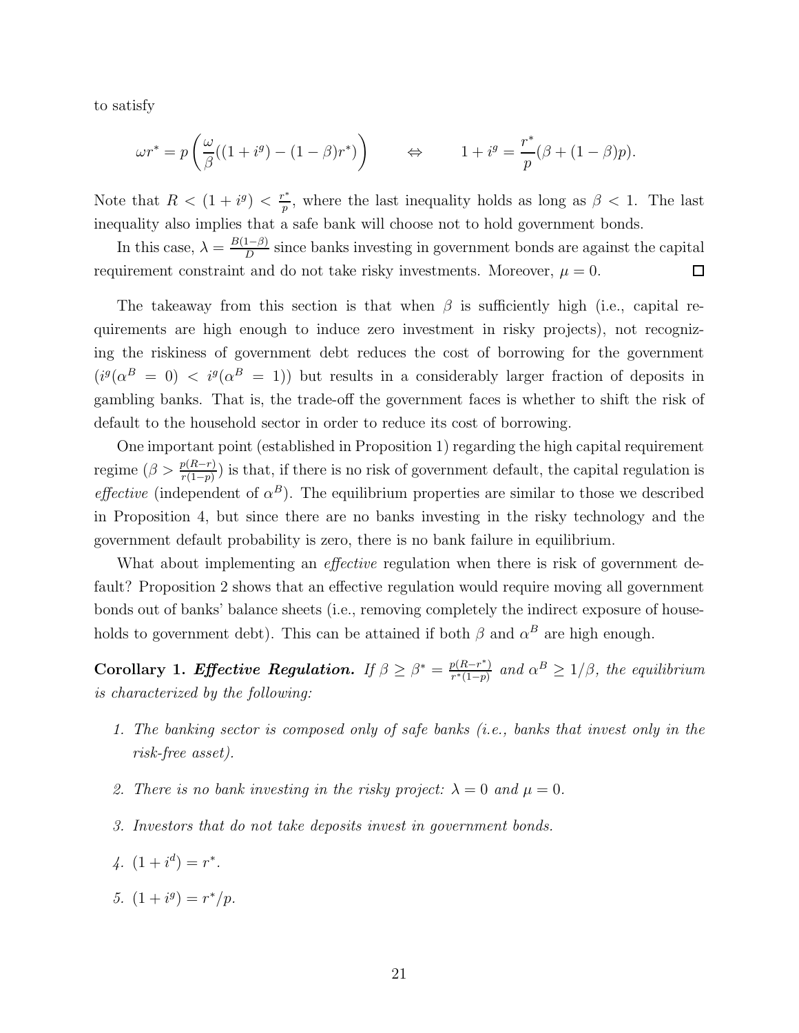to satisfy

$$\omega r^* = p\left(\frac{\omega}{\beta}((1+i^g) - (1-\beta)r^*)\right) \qquad \Leftrightarrow \qquad 1+i^g = \frac{r^*}{p}(\beta + (1-\beta)p).$$

Note that $R < (1+i^g) < \frac{r^*}{p}$, where the last inequality holds as long as $\beta < 1$. The last inequality also implies that a safe bank will choose not to hold government bonds.

In this case, $\lambda = \frac{B(1-\beta)}{D}$ since banks investing in government bonds are against the capital requirement constraint and do not take risky investments. Moreover, $\mu = 0$. $\square$

The takeaway from this section is that when $\beta$ is sufficiently high (i.e., capital requirements are high enough to induce zero investment in risky projects), not recognizing the riskiness of government debt reduces the cost of borrowing for the government ($i^g(\alpha^B = 0) < i^g(\alpha^B = 1)$) but results in a considerably larger fraction of deposits in gambling banks. That is, the trade-off the government faces is whether to shift the risk of default to the household sector in order to reduce its cost of borrowing.

One important point (established in Proposition 1) regarding the high capital requirement regime ($\beta > \frac{p(R-r)}{r(1-p)}$) is that, if there is no risk of government default, the capital regulation is *effective* (independent of $\alpha^B$). The equilibrium properties are similar to those we described in Proposition 4, but since there are no banks investing in the risky technology and the government default probability is zero, there is no bank failure in equilibrium.

What about implementing an *effective* regulation when there is risk of government default? Proposition 2 shows that an effective regulation would require moving all government bonds out of banks' balance sheets (i.e., removing completely the indirect exposure of households to government debt). This can be attained if both $\beta$ and $\alpha^B$ are high enough.

**Corollary 1.** ***Effective Regulation.*** *If $\beta \geq \beta^* = \frac{p(R-r^*)}{r^*(1-p)}$ and $\alpha^B \geq 1/\beta$, the equilibrium is characterized by the following:*

1. *The banking sector is composed only of safe banks (i.e., banks that invest only in the risk-free asset).*
2. *There is no bank investing in the risky project: $\lambda = 0$ and $\mu = 0$.*
3. *Investors that do not take deposits invest in government bonds.*
4. $(1+i^d) = r^*$.
5. $(1+i^g) = r^*/p$.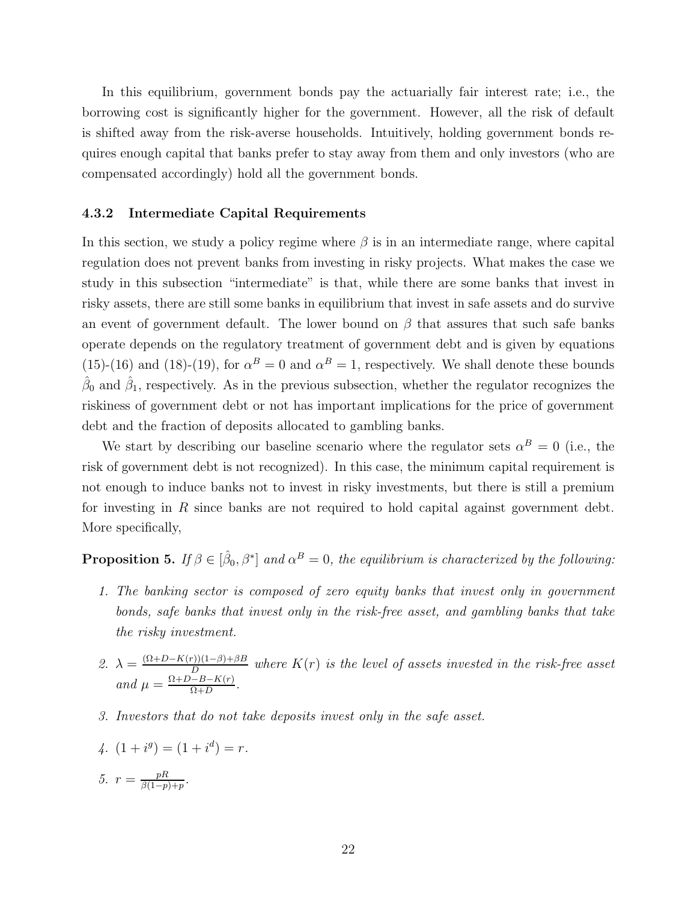In this equilibrium, government bonds pay the actuarially fair interest rate; i.e., the borrowing cost is significantly higher for the government. However, all the risk of default is shifted away from the risk-averse households. Intuitively, holding government bonds requires enough capital that banks prefer to stay away from them and only investors (who are compensated accordingly) hold all the government bonds.

### 4.3.2 Intermediate Capital Requirements

In this section, we study a policy regime where $\beta$ is in an intermediate range, where capital regulation does not prevent banks from investing in risky projects. What makes the case we study in this subsection "intermediate" is that, while there are some banks that invest in risky assets, there are still some banks in equilibrium that invest in safe assets and do survive an event of government default. The lower bound on $\beta$ that assures that such safe banks operate depends on the regulatory treatment of government debt and is given by equations (15)-(16) and (18)-(19), for $\alpha^B = 0$ and $\alpha^B = 1$, respectively. We shall denote these bounds $\hat{\beta}_0$ and $\hat{\beta}_1$, respectively. As in the previous subsection, whether the regulator recognizes the riskiness of government debt or not has important implications for the price of government debt and the fraction of deposits allocated to gambling banks.

We start by describing our baseline scenario where the regulator sets $\alpha^B = 0$ (i.e., the risk of government debt is not recognized). In this case, the minimum capital requirement is not enough to induce banks not to invest in risky investments, but there is still a premium for investing in $R$ since banks are not required to hold capital against government debt. More specifically,

**Proposition 5.** *If $\beta \in [\hat{\beta}_0, \beta^*]$ and $\alpha^B = 0$, the equilibrium is characterized by the following:*

1. *The banking sector is composed of zero equity banks that invest only in government bonds, safe banks that invest only in the risk-free asset, and gambling banks that take the risky investment.*
2. $\lambda = \frac{(\Omega+D-K(r))(1-\beta)+\beta B}{D}$ *where $K(r)$ is the level of assets invested in the risk-free asset and* $\mu = \frac{\Omega+D-B-K(r)}{\Omega+D}$.
3. *Investors that do not take deposits invest only in the safe asset.*
4. $(1+i^g) = (1+i^d) = r$.
5. $r = \frac{pR}{\beta(1-p)+p}$.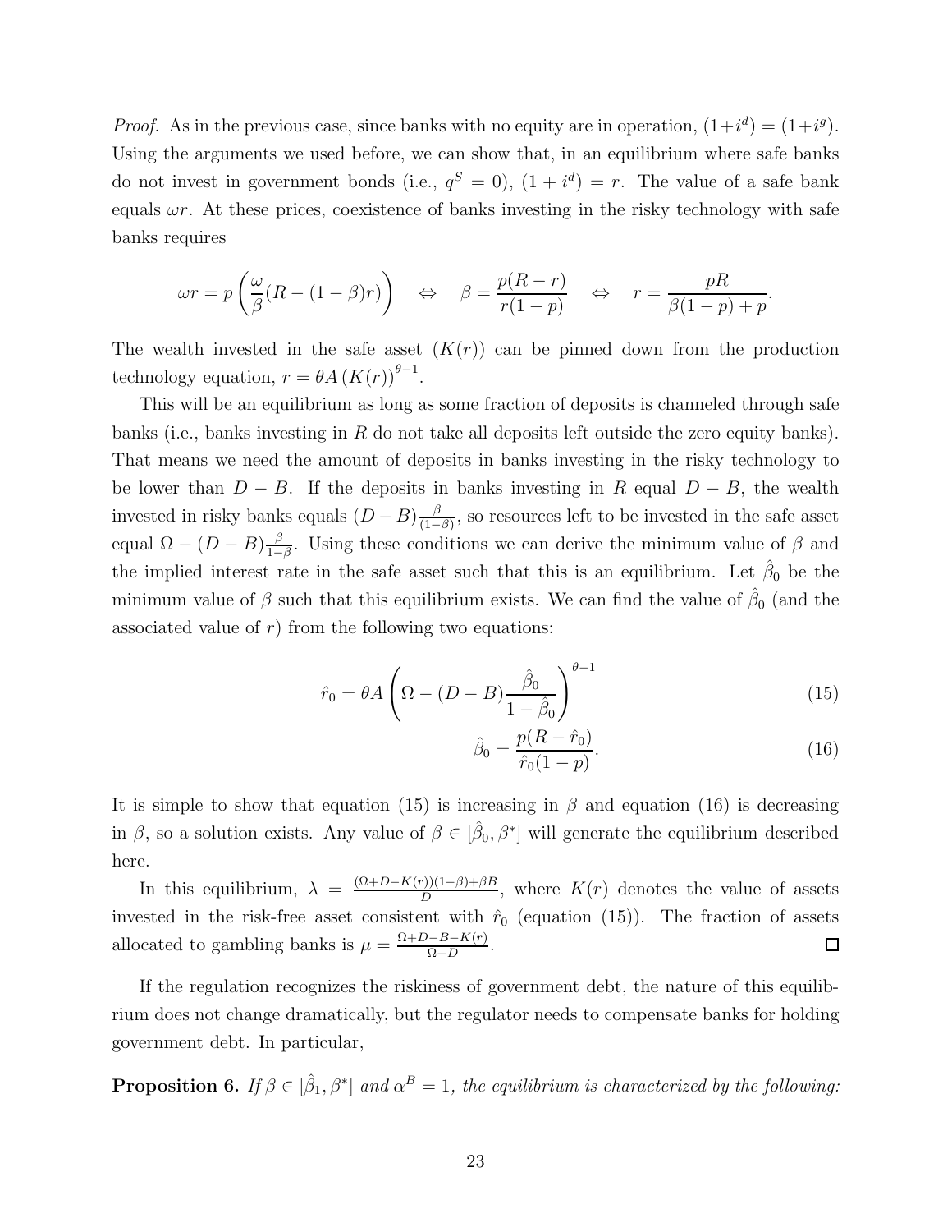*Proof.* As in the previous case, since banks with no equity are in operation, $(1+i^d) = (1+i^g)$. Using the arguments we used before, we can show that, in an equilibrium where safe banks do not invest in government bonds (i.e., $q^S = 0$), $(1 + i^d) = r$. The value of a safe bank equals $\omega r$. At these prices, coexistence of banks investing in the risky technology with safe banks requires

$$\omega r = p\left(\frac{\omega}{\beta}(R - (1-\beta)r)\right) \quad \Leftrightarrow \quad \beta = \frac{p(R-r)}{r(1-p)} \quad \Leftrightarrow \quad r = \frac{pR}{\beta(1-p)+p}.$$

The wealth invested in the safe asset $(K(r))$ can be pinned down from the production technology equation, $r = \theta A \left(K(r)\right)^{\theta-1}$.

This will be an equilibrium as long as some fraction of deposits is channeled through safe banks (i.e., banks investing in $R$ do not take all deposits left outside the zero equity banks). That means we need the amount of deposits in banks investing in the risky technology to be lower than $D - B$. If the deposits in banks investing in $R$ equal $D - B$, the wealth invested in risky banks equals $(D - B)\frac{\beta}{(1-\beta)}$, so resources left to be invested in the safe asset equal $\Omega - (D - B)\frac{\beta}{1-\beta}$. Using these conditions we can derive the minimum value of $\beta$ and the implied interest rate in the safe asset such that this is an equilibrium. Let $\hat{\beta}_0$ be the minimum value of $\beta$ such that this equilibrium exists. We can find the value of $\hat{\beta}_0$ (and the associated value of $r$) from the following two equations:

$$\hat{r}_0 = \theta A \left(\Omega - (D - B)\frac{\hat{\beta}_0}{1-\hat{\beta}_0}\right)^{\theta-1} \tag{15}$$

$$\hat{\beta}_0 = \frac{p(R - \hat{r}_0)}{\hat{r}_0(1-p)}. \tag{16}$$

It is simple to show that equation (15) is increasing in $\beta$ and equation (16) is decreasing in $\beta$, so a solution exists. Any value of $\beta \in [\hat{\beta}_0, \beta^*]$ will generate the equilibrium described here.

In this equilibrium, $\lambda = \frac{(\Omega+D-K(r))(1-\beta)+\beta B}{D}$, where $K(r)$ denotes the value of assets invested in the risk-free asset consistent with $\hat{r}_0$ (equation (15)). The fraction of assets allocated to gambling banks is $\mu = \frac{\Omega+D-B-K(r)}{\Omega+D}$. $\square$

If the regulation recognizes the riskiness of government debt, the nature of this equilibrium does not change dramatically, but the regulator needs to compensate banks for holding government debt. In particular,

**Proposition 6.** *If $\beta \in [\hat{\beta}_1, \beta^*]$ and $\alpha^B = 1$, the equilibrium is characterized by the following:*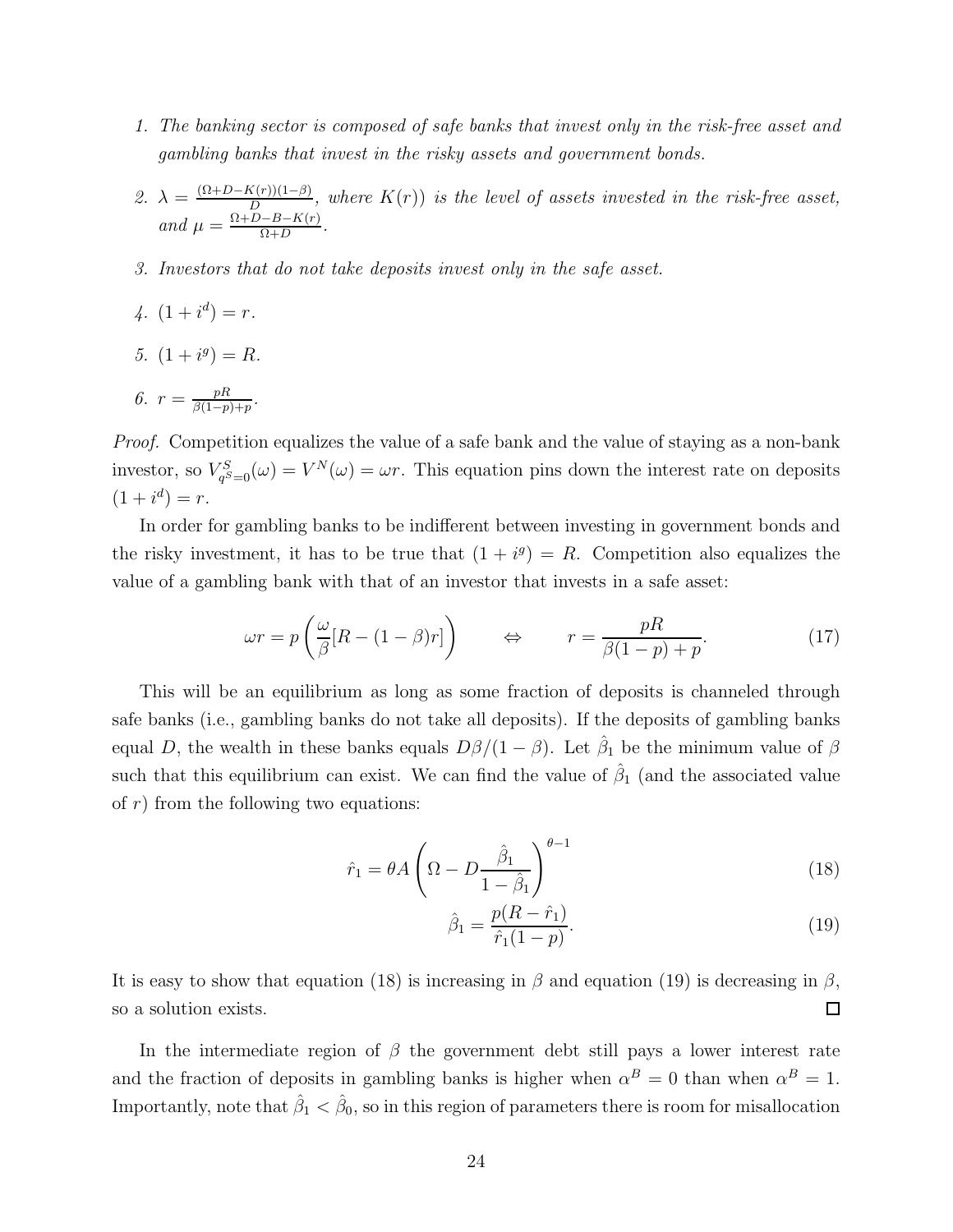1. *The banking sector is composed of safe banks that invest only in the risk-free asset and gambling banks that invest in the risky assets and government bonds.*

2. $\lambda = \frac{(\Omega + D - K(r))(1-\beta)}{D}$*, where* $K(r))$ *is the level of assets invested in the risk-free asset, and* $\mu = \frac{\Omega + D - B - K(r)}{\Omega + D}$.

3. *Investors that do not take deposits invest only in the safe asset.*

4. $(1 + i^d) = r$.

5. $(1 + i^g) = R$.

6. $r = \frac{pR}{\beta(1-p)+p}$.

*Proof.* Competition equalizes the value of a safe bank and the value of staying as a non-bank investor, so $V^S_{q^S=0}(\omega) = V^N(\omega) = \omega r$. This equation pins down the interest rate on deposits $(1 + i^d) = r$.

In order for gambling banks to be indifferent between investing in government bonds and the risky investment, it has to be true that $(1 + i^g) = R$. Competition also equalizes the value of a gambling bank with that of an investor that invests in a safe asset:

$$\omega r = p\left(\frac{\omega}{\beta}[R - (1-\beta)r]\right) \qquad \Leftrightarrow \qquad r = \frac{pR}{\beta(1-p)+p}. \tag{17}$$

This will be an equilibrium as long as some fraction of deposits is channeled through safe banks (i.e., gambling banks do not take all deposits). If the deposits of gambling banks equal $D$, the wealth in these banks equals $D\beta/(1-\beta)$. Let $\hat{\beta}_1$ be the minimum value of $\beta$ such that this equilibrium can exist. We can find the value of $\hat{\beta}_1$ (and the associated value of $r$) from the following two equations:

$$\hat{r}_1 = \theta A \left(\Omega - D\frac{\hat{\beta}_1}{1-\hat{\beta}_1}\right)^{\theta-1} \tag{18}$$

$$\hat{\beta}_1 = \frac{p(R - \hat{r}_1)}{\hat{r}_1(1-p)}. \tag{19}$$

It is easy to show that equation (18) is increasing in $\beta$ and equation (19) is decreasing in $\beta$, so a solution exists. $\square$

In the intermediate region of $\beta$ the government debt still pays a lower interest rate and the fraction of deposits in gambling banks is higher when $\alpha^B = 0$ than when $\alpha^B = 1$. Importantly, note that $\hat{\beta}_1 < \hat{\beta}_0$, so in this region of parameters there is room for misallocation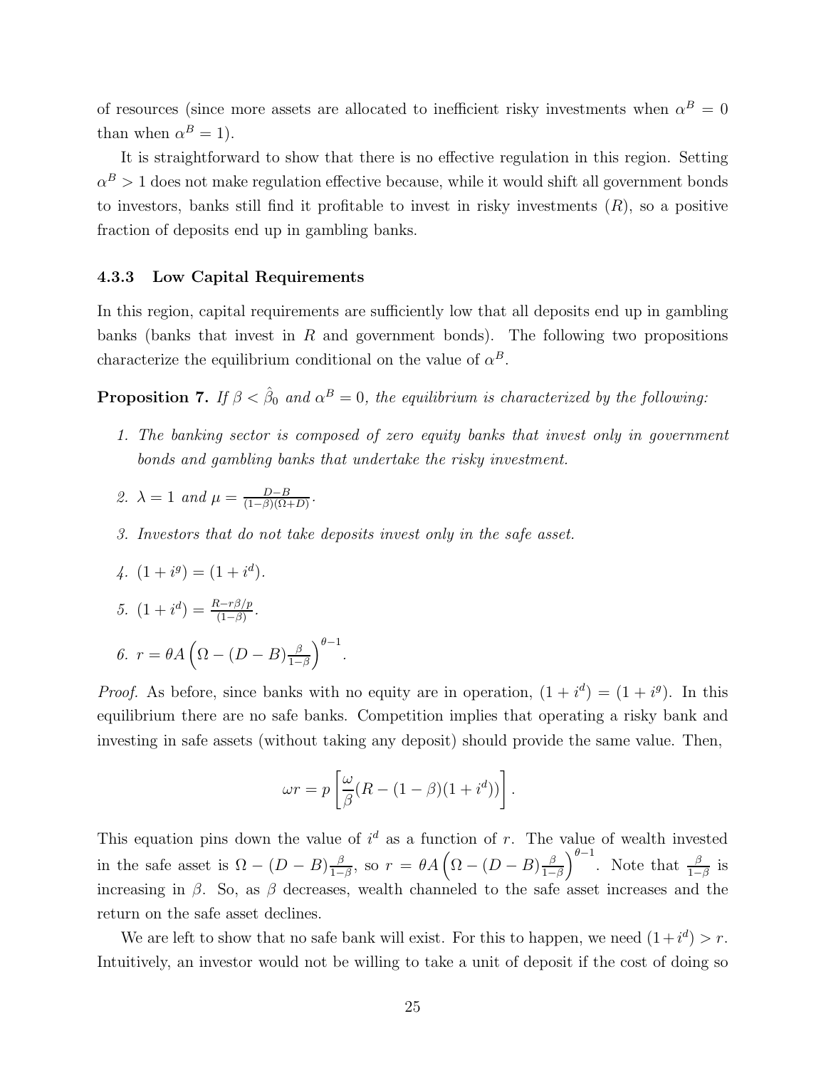of resources (since more assets are allocated to inefficient risky investments when $\alpha^B = 0$ than when $\alpha^B = 1$).

It is straightforward to show that there is no effective regulation in this region. Setting $\alpha^B > 1$ does not make regulation effective because, while it would shift all government bonds to investors, banks still find it profitable to invest in risky investments ($R$), so a positive fraction of deposits end up in gambling banks.

### 4.3.3 Low Capital Requirements

In this region, capital requirements are sufficiently low that all deposits end up in gambling banks (banks that invest in $R$ and government bonds). The following two propositions characterize the equilibrium conditional on the value of $\alpha^B$.

**Proposition 7.** *If $\beta < \hat{\beta}_0$ and $\alpha^B = 0$, the equilibrium is characterized by the following:*

1. *The banking sector is composed of zero equity banks that invest only in government bonds and gambling banks that undertake the risky investment.*
2. $\lambda = 1$ *and* $\mu = \frac{D-B}{(1-\beta)(\Omega+D)}$.
3. *Investors that do not take deposits invest only in the safe asset.*
4. $(1 + i^g) = (1 + i^d)$.
5. $(1 + i^d) = \frac{R - r\beta/p}{(1-\beta)}$.
6. $r = \theta A \left( \Omega - (D - B)\frac{\beta}{1-\beta} \right)^{\theta - 1}$.

*Proof.* As before, since banks with no equity are in operation, $(1 + i^d) = (1 + i^g)$. In this equilibrium there are no safe banks. Competition implies that operating a risky bank and investing in safe assets (without taking any deposit) should provide the same value. Then,

$$\omega r = p \left[ \frac{\omega}{\beta}(R - (1-\beta)(1 + i^d)) \right].$$

This equation pins down the value of $i^d$ as a function of $r$. The value of wealth invested in the safe asset is $\Omega - (D - B)\frac{\beta}{1-\beta}$, so $r = \theta A \left( \Omega - (D - B)\frac{\beta}{1-\beta} \right)^{\theta-1}$. Note that $\frac{\beta}{1-\beta}$ is increasing in $\beta$. So, as $\beta$ decreases, wealth channeled to the safe asset increases and the return on the safe asset declines.

We are left to show that no safe bank will exist. For this to happen, we need $(1+i^d) > r$. Intuitively, an investor would not be willing to take a unit of deposit if the cost of doing so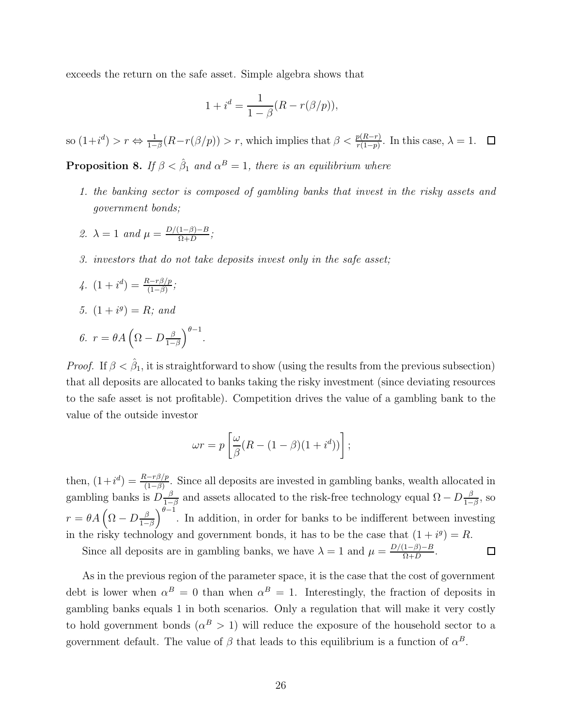exceeds the return on the safe asset. Simple algebra shows that

$$1 + i^d = \frac{1}{1-\beta}(R - r(\beta/p)),$$

so $(1+i^d) > r \Leftrightarrow \frac{1}{1-\beta}(R - r(\beta/p)) > r$, which implies that $\beta < \frac{p(R-r)}{r(1-p)}$. In this case, $\lambda = 1$. $\square$

**Proposition 8.** *If $\beta < \hat{\beta}_1$ and $\alpha^B = 1$, there is an equilibrium where*

1. *the banking sector is composed of gambling banks that invest in the risky assets and government bonds;*
2. *$\lambda = 1$ and $\mu = \frac{D/(1-\beta)-B}{\Omega+D}$;*
3. *investors that do not take deposits invest only in the safe asset;*
4. *$(1 + i^d) = \frac{R - r\beta/p}{(1-\beta)}$;*
5. *$(1 + i^g) = R$; and*
6. *$r = \theta A \left(\Omega - D\frac{\beta}{1-\beta}\right)^{\theta-1}$.*

*Proof.* If $\beta < \hat{\beta}_1$, it is straightforward to show (using the results from the previous subsection) that all deposits are allocated to banks taking the risky investment (since deviating resources to the safe asset is not profitable). Competition drives the value of a gambling bank to the value of the outside investor

$$\omega r = p\left[\frac{\omega}{\beta}(R - (1-\beta)(1+i^d))\right];$$

then, $(1+i^d) = \frac{R - r\beta/p}{(1-\beta)}$. Since all deposits are invested in gambling banks, wealth allocated in gambling banks is $D\frac{\beta}{1-\beta}$ and assets allocated to the risk-free technology equal $\Omega - D\frac{\beta}{1-\beta}$, so $r = \theta A\left(\Omega - D\frac{\beta}{1-\beta}\right)^{\theta-1}$. In addition, in order for banks to be indifferent between investing in the risky technology and government bonds, it has to be the case that $(1 + i^g) = R$.

Since all deposits are in gambling banks, we have $\lambda = 1$ and $\mu = \frac{D/(1-\beta)-B}{\Omega+D}$. $\square$

As in the previous region of the parameter space, it is the case that the cost of government debt is lower when $\alpha^B = 0$ than when $\alpha^B = 1$. Interestingly, the fraction of deposits in gambling banks equals 1 in both scenarios. Only a regulation that will make it very costly to hold government bonds ($\alpha^B > 1$) will reduce the exposure of the household sector to a government default. The value of $\beta$ that leads to this equilibrium is a function of $\alpha^B$.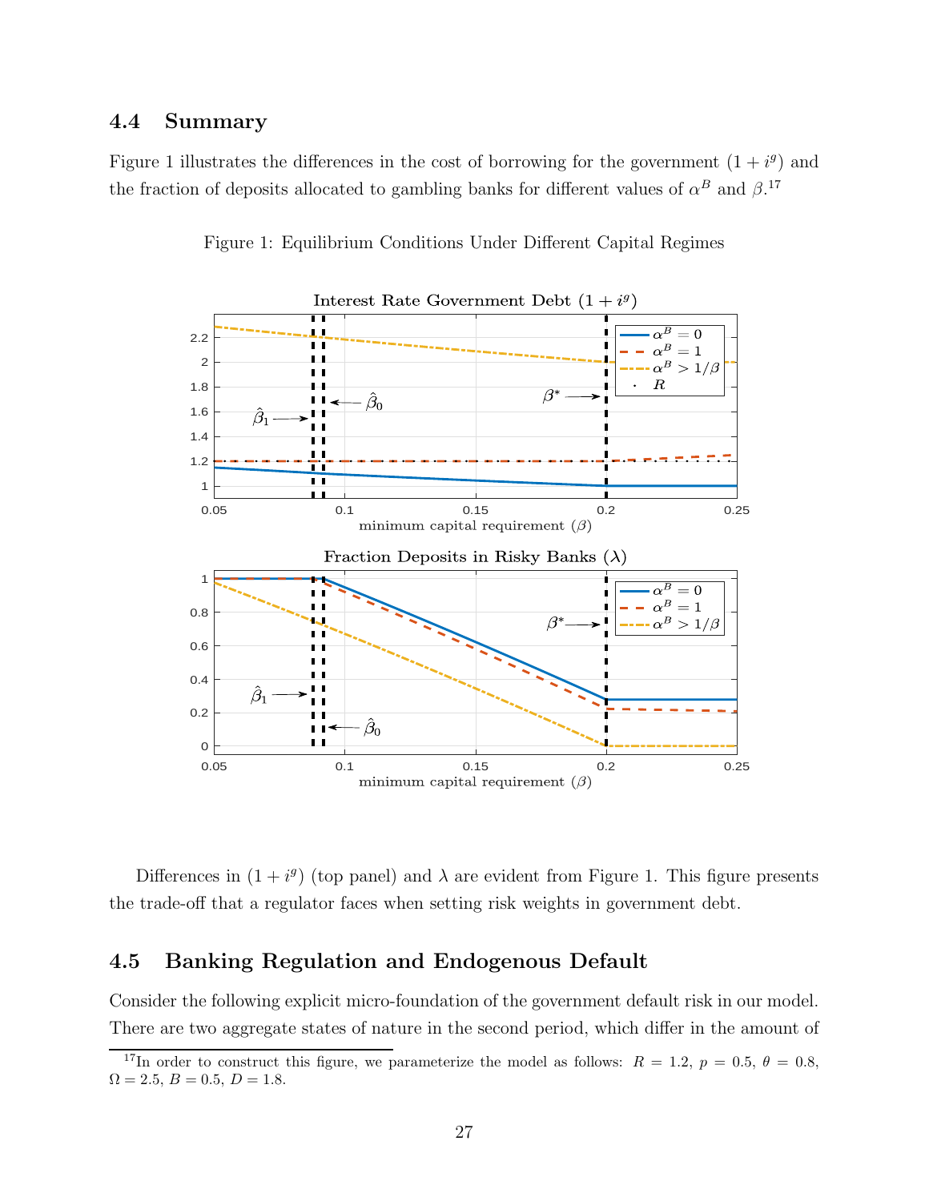### 4.4 Summary

Figure 1 illustrates the differences in the cost of borrowing for the government $(1 + i^g)$ and the fraction of deposits allocated to gambling banks for different values of $\alpha^B$ and $\beta$.[17]

Figure 1: Equilibrium Conditions Under Different Capital Regimes

Differences in $(1 + i^g)$ (top panel) and $\lambda$ are evident from Figure 1. This figure presents the trade-off that a regulator faces when setting risk weights in government debt.

### 4.5 Banking Regulation and Endogenous Default

Consider the following explicit micro-foundation of the government default risk in our model. There are two aggregate states of nature in the second period, which differ in the amount of

[17] In order to construct this figure, we parameterize the model as follows: $R = 1.2$, $p = 0.5$, $\theta = 0.8$, $\Omega = 2.5$, $B = 0.5$, $D = 1.8$.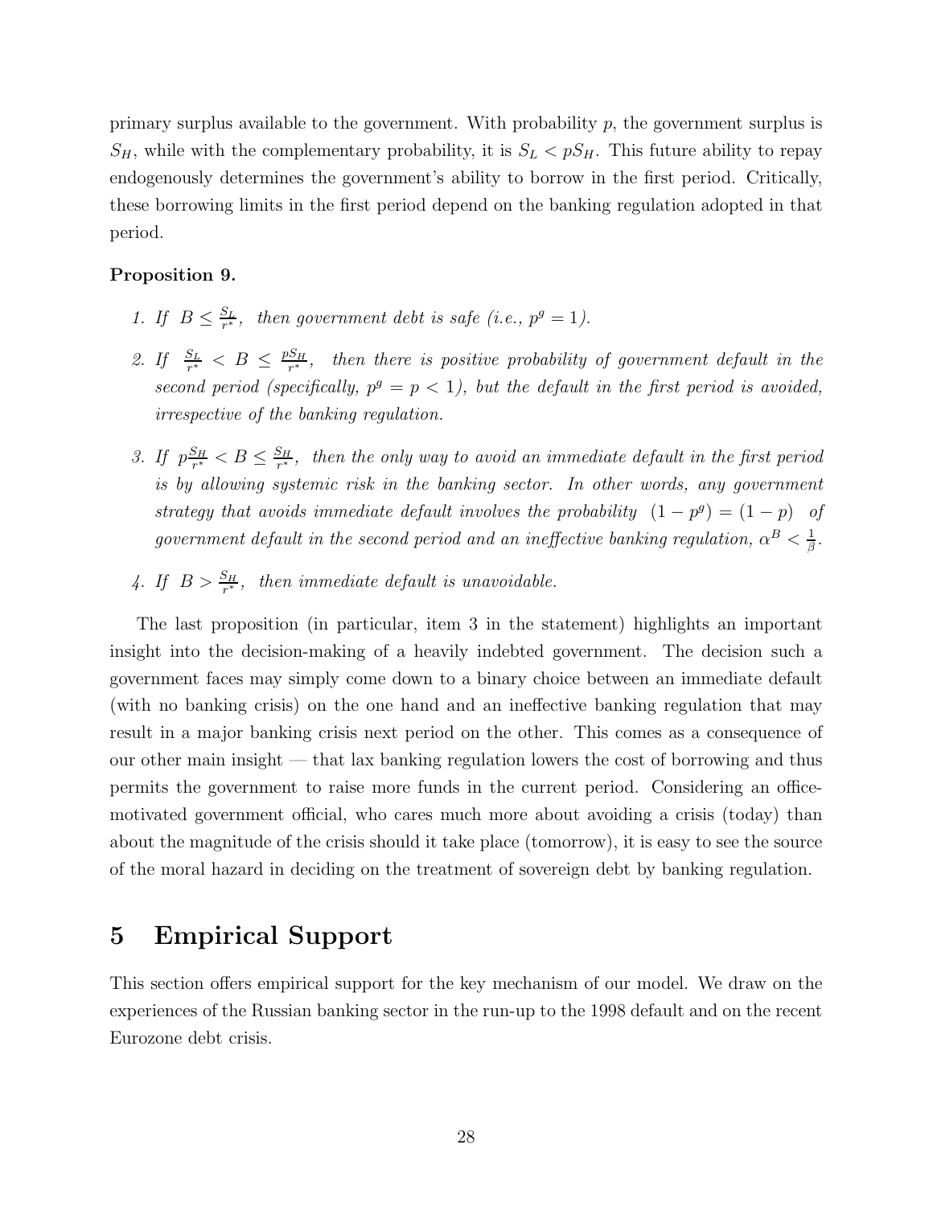primary surplus available to the government. With probability $p$, the government surplus is $S_H$, while with the complementary probability, it is $S_L < pS_H$. This future ability to repay endogenously determines the government's ability to borrow in the first period. Critically, these borrowing limits in the first period depend on the banking regulation adopted in that period.

**Proposition 9.**

1. *If* $B \leq \frac{S_L}{r^*}$, *then government debt is safe (i.e.,* $p^g = 1$*).*

2. *If* $\frac{S_L}{r^*} < B \leq \frac{pS_H}{r^*}$, *then there is positive probability of government default in the second period (specifically,* $p^g = p < 1$*), but the default in the first period is avoided, irrespective of the banking regulation.*

3. *If* $p\frac{S_H}{r^*} < B \leq \frac{S_H}{r^*}$, *then the only way to avoid an immediate default in the first period is by allowing systemic risk in the banking sector. In other words, any government strategy that avoids immediate default involves the probability* $(1 - p^g) = (1 - p)$ *of government default in the second period and an ineffective banking regulation,* $\alpha^B < \frac{1}{\beta}$.

4. *If* $B > \frac{S_H}{r^*}$, *then immediate default is unavoidable.*

The last proposition (in particular, item 3 in the statement) highlights an important insight into the decision-making of a heavily indebted government. The decision such a government faces may simply come down to a binary choice between an immediate default (with no banking crisis) on the one hand and an ineffective banking regulation that may result in a major banking crisis next period on the other. This comes as a consequence of our other main insight — that lax banking regulation lowers the cost of borrowing and thus permits the government to raise more funds in the current period. Considering an office-motivated government official, who cares much more about avoiding a crisis (today) than about the magnitude of the crisis should it take place (tomorrow), it is easy to see the source of the moral hazard in deciding on the treatment of sovereign debt by banking regulation.

# 5 Empirical Support

This section offers empirical support for the key mechanism of our model. We draw on the experiences of the Russian banking sector in the run-up to the 1998 default and on the recent Eurozone debt crisis.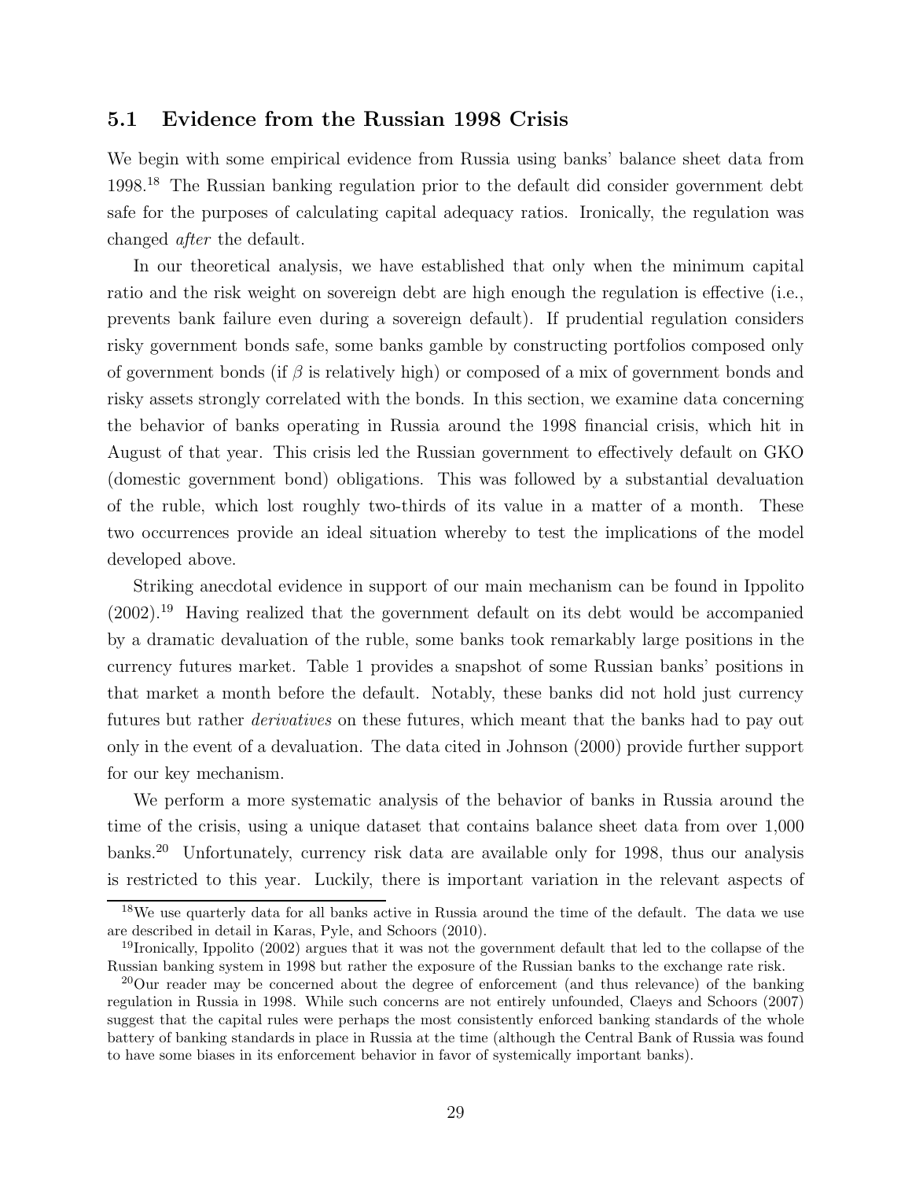## 5.1 Evidence from the Russian 1998 Crisis

We begin with some empirical evidence from Russia using banks' balance sheet data from 1998.[18] The Russian banking regulation prior to the default did consider government debt safe for the purposes of calculating capital adequacy ratios. Ironically, the regulation was changed *after* the default.

In our theoretical analysis, we have established that only when the minimum capital ratio and the risk weight on sovereign debt are high enough the regulation is effective (i.e., prevents bank failure even during a sovereign default). If prudential regulation considers risky government bonds safe, some banks gamble by constructing portfolios composed only of government bonds (if $\beta$ is relatively high) or composed of a mix of government bonds and risky assets strongly correlated with the bonds. In this section, we examine data concerning the behavior of banks operating in Russia around the 1998 financial crisis, which hit in August of that year. This crisis led the Russian government to effectively default on GKO (domestic government bond) obligations. This was followed by a substantial devaluation of the ruble, which lost roughly two-thirds of its value in a matter of a month. These two occurrences provide an ideal situation whereby to test the implications of the model developed above.

Striking anecdotal evidence in support of our main mechanism can be found in Ippolito (2002).[19] Having realized that the government default on its debt would be accompanied by a dramatic devaluation of the ruble, some banks took remarkably large positions in the currency futures market. Table 1 provides a snapshot of some Russian banks' positions in that market a month before the default. Notably, these banks did not hold just currency futures but rather *derivatives* on these futures, which meant that the banks had to pay out only in the event of a devaluation. The data cited in Johnson (2000) provide further support for our key mechanism.

We perform a more systematic analysis of the behavior of banks in Russia around the time of the crisis, using a unique dataset that contains balance sheet data from over 1,000 banks.[20] Unfortunately, currency risk data are available only for 1998, thus our analysis is restricted to this year. Luckily, there is important variation in the relevant aspects of

[18] We use quarterly data for all banks active in Russia around the time of the default. The data we use are described in detail in Karas, Pyle, and Schoors (2010).

[19] Ironically, Ippolito (2002) argues that it was not the government default that led to the collapse of the Russian banking system in 1998 but rather the exposure of the Russian banks to the exchange rate risk.

[20] Our reader may be concerned about the degree of enforcement (and thus relevance) of the banking regulation in Russia in 1998. While such concerns are not entirely unfounded, Claeys and Schoors (2007) suggest that the capital rules were perhaps the most consistently enforced banking standards of the whole battery of banking standards in place in Russia at the time (although the Central Bank of Russia was found to have some biases in its enforcement behavior in favor of systemically important banks).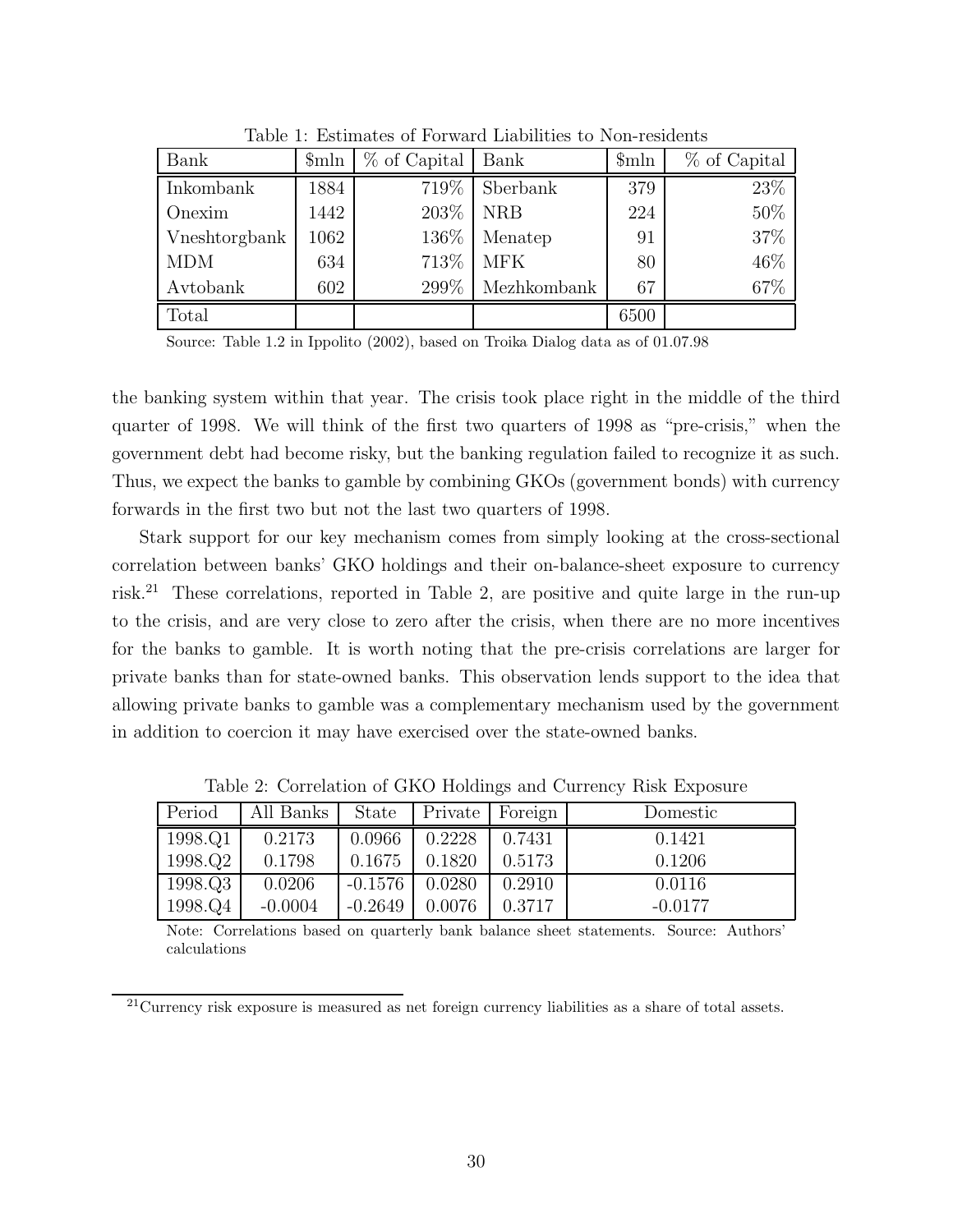Table 1: Estimates of Forward Liabilities to Non-residents

| Bank | \$mln | % of Capital | Bank | \$mln | % of Capital |
|---|---|---|---|---|---|
| Inkombank | 1884 | 719% | Sberbank | 379 | 23% |
| Onexim | 1442 | 203% | NRB | 224 | 50% |
| Vneshtorgbank | 1062 | 136% | Menatep | 91 | 37% |
| MDM | 634 | 713% | MFK | 80 | 46% |
| Avtobank | 602 | 299% | Mezhkombank | 67 | 67% |
| Total | | | | 6500 | |

Source: Table 1.2 in Ippolito (2002), based on Troika Dialog data as of 01.07.98

the banking system within that year. The crisis took place right in the middle of the third quarter of 1998. We will think of the first two quarters of 1998 as "pre-crisis," when the government debt had become risky, but the banking regulation failed to recognize it as such. Thus, we expect the banks to gamble by combining GKOs (government bonds) with currency forwards in the first two but not the last two quarters of 1998.

Stark support for our key mechanism comes from simply looking at the cross-sectional correlation between banks' GKO holdings and their on-balance-sheet exposure to currency risk.[21] These correlations, reported in Table 2, are positive and quite large in the run-up to the crisis, and are very close to zero after the crisis, when there are no more incentives for the banks to gamble. It is worth noting that the pre-crisis correlations are larger for private banks than for state-owned banks. This observation lends support to the idea that allowing private banks to gamble was a complementary mechanism used by the government in addition to coercion it may have exercised over the state-owned banks.

Table 2: Correlation of GKO Holdings and Currency Risk Exposure

| Period | All Banks | State | Private | Foreign | Domestic |
|---|---|---|---|---|---|
| 1998.Q1 | 0.2173 | 0.0966 | 0.2228 | 0.7431 | 0.1421 |
| 1998.Q2 | 0.1798 | 0.1675 | 0.1820 | 0.5173 | 0.1206 |
| 1998.Q3 | 0.0206 | -0.1576 | 0.0280 | 0.2910 | 0.0116 |
| 1998.Q4 | -0.0004 | -0.2649 | 0.0076 | 0.3717 | -0.0177 |

Note: Correlations based on quarterly bank balance sheet statements. Source: Authors' calculations

[21] Currency risk exposure is measured as net foreign currency liabilities as a share of total assets.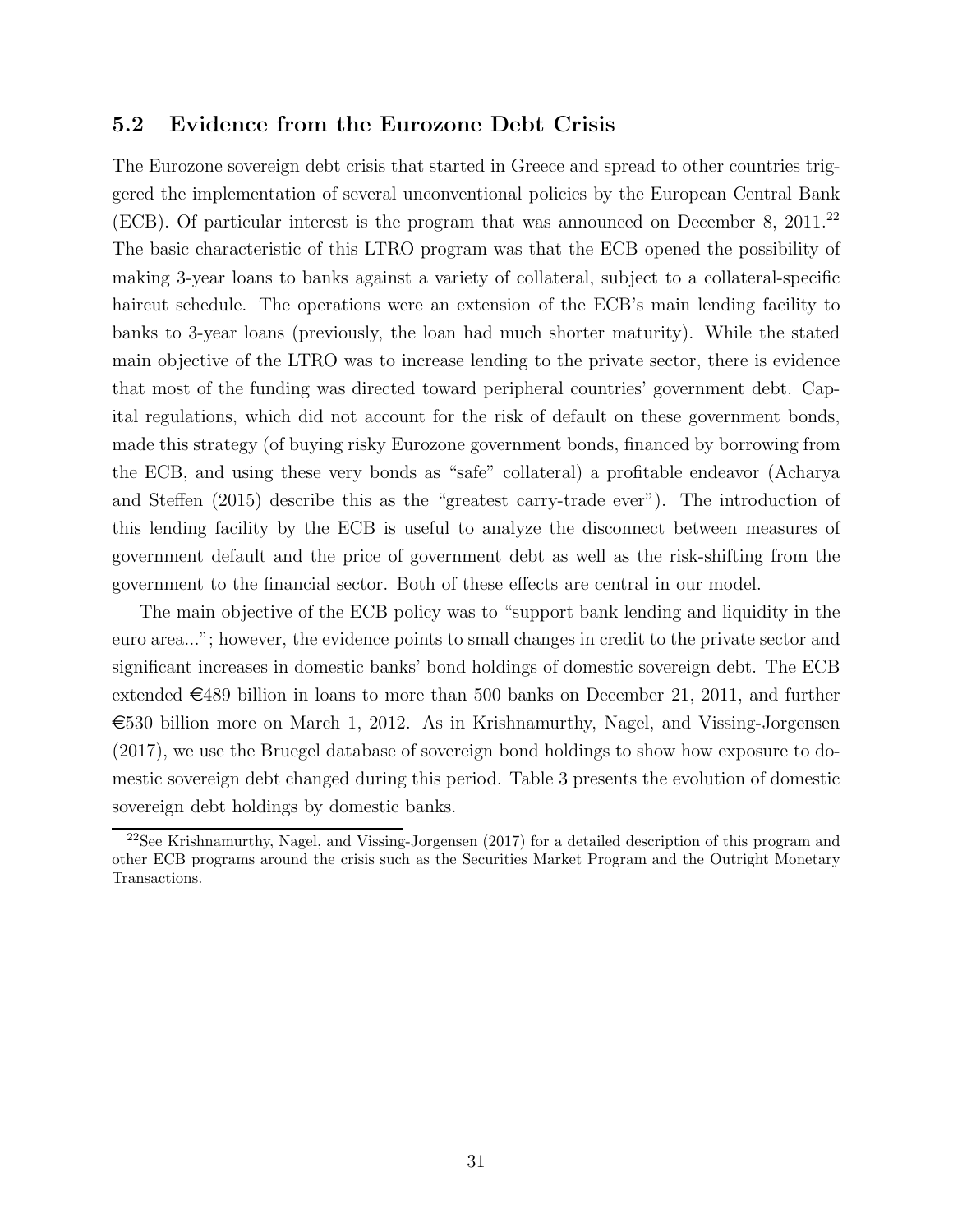## 5.2 Evidence from the Eurozone Debt Crisis

The Eurozone sovereign debt crisis that started in Greece and spread to other countries triggered the implementation of several unconventional policies by the European Central Bank (ECB). Of particular interest is the program that was announced on December 8, 2011.[22] The basic characteristic of this LTRO program was that the ECB opened the possibility of making 3-year loans to banks against a variety of collateral, subject to a collateral-specific haircut schedule. The operations were an extension of the ECB's main lending facility to banks to 3-year loans (previously, the loan had much shorter maturity). While the stated main objective of the LTRO was to increase lending to the private sector, there is evidence that most of the funding was directed toward peripheral countries' government debt. Capital regulations, which did not account for the risk of default on these government bonds, made this strategy (of buying risky Eurozone government bonds, financed by borrowing from the ECB, and using these very bonds as "safe" collateral) a profitable endeavor (Acharya and Steffen (2015) describe this as the "greatest carry-trade ever"). The introduction of this lending facility by the ECB is useful to analyze the disconnect between measures of government default and the price of government debt as well as the risk-shifting from the government to the financial sector. Both of these effects are central in our model.

The main objective of the ECB policy was to "support bank lending and liquidity in the euro area..."; however, the evidence points to small changes in credit to the private sector and significant increases in domestic banks' bond holdings of domestic sovereign debt. The ECB extended €489 billion in loans to more than 500 banks on December 21, 2011, and further €530 billion more on March 1, 2012. As in Krishnamurthy, Nagel, and Vissing-Jorgensen (2017), we use the Bruegel database of sovereign bond holdings to show how exposure to domestic sovereign debt changed during this period. Table 3 presents the evolution of domestic sovereign debt holdings by domestic banks.

[22] See Krishnamurthy, Nagel, and Vissing-Jorgensen (2017) for a detailed description of this program and other ECB programs around the crisis such as the Securities Market Program and the Outright Monetary Transactions.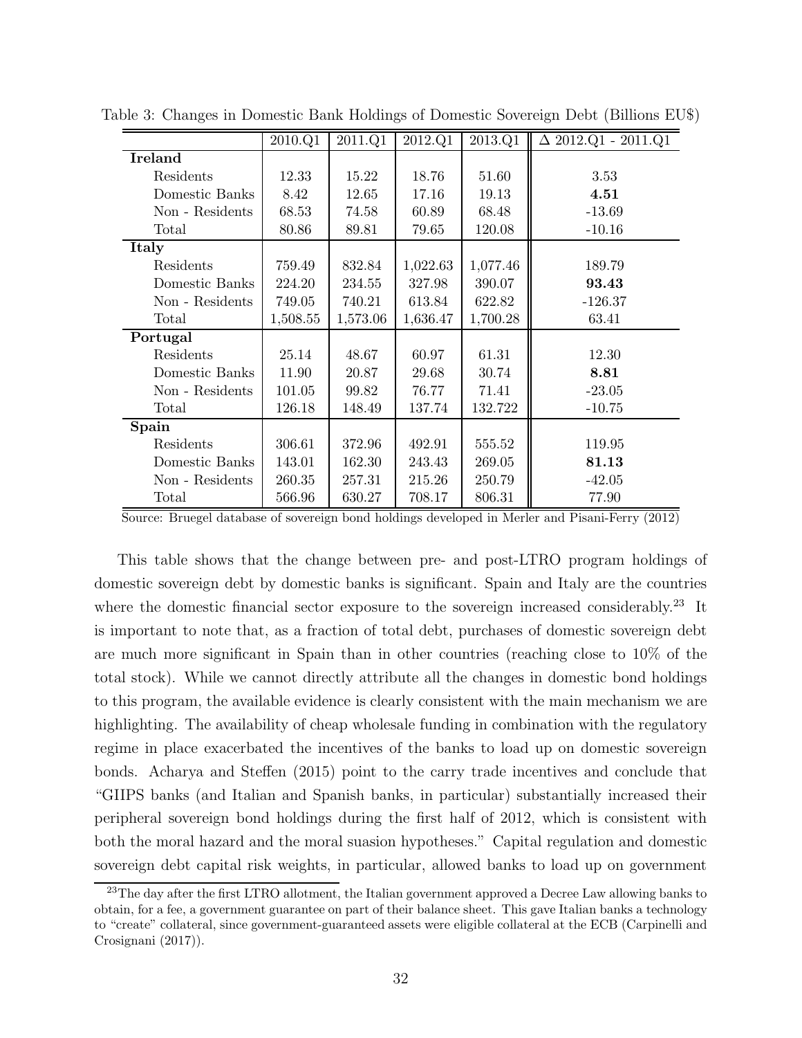Table 3: Changes in Domestic Bank Holdings of Domestic Sovereign Debt (Billions EU$)

| | 2010.Q1 | 2011.Q1 | 2012.Q1 | 2013.Q1 | Δ 2012.Q1 - 2011.Q1 |
|---|---|---|---|---|---|
| **Ireland** | | | | | |
| Residents | 12.33 | 15.22 | 18.76 | 51.60 | 3.53 |
| Domestic Banks | 8.42 | 12.65 | 17.16 | 19.13 | **4.51** |
| Non - Residents | 68.53 | 74.58 | 60.89 | 68.48 | -13.69 |
| Total | 80.86 | 89.81 | 79.65 | 120.08 | -10.16 |
| **Italy** | | | | | |
| Residents | 759.49 | 832.84 | 1,022.63 | 1,077.46 | 189.79 |
| Domestic Banks | 224.20 | 234.55 | 327.98 | 390.07 | **93.43** |
| Non - Residents | 749.05 | 740.21 | 613.84 | 622.82 | -126.37 |
| Total | 1,508.55 | 1,573.06 | 1,636.47 | 1,700.28 | 63.41 |
| **Portugal** | | | | | |
| Residents | 25.14 | 48.67 | 60.97 | 61.31 | 12.30 |
| Domestic Banks | 11.90 | 20.87 | 29.68 | 30.74 | **8.81** |
| Non - Residents | 101.05 | 99.82 | 76.77 | 71.41 | -23.05 |
| Total | 126.18 | 148.49 | 137.74 | 132.722 | -10.75 |
| **Spain** | | | | | |
| Residents | 306.61 | 372.96 | 492.91 | 555.52 | 119.95 |
| Domestic Banks | 143.01 | 162.30 | 243.43 | 269.05 | **81.13** |
| Non - Residents | 260.35 | 257.31 | 215.26 | 250.79 | -42.05 |
| Total | 566.96 | 630.27 | 708.17 | 806.31 | 77.90 |

Source: Bruegel database of sovereign bond holdings developed in Merler and Pisani-Ferry (2012)

This table shows that the change between pre- and post-LTRO program holdings of domestic sovereign debt by domestic banks is significant. Spain and Italy are the countries where the domestic financial sector exposure to the sovereign increased considerably.[23] It is important to note that, as a fraction of total debt, purchases of domestic sovereign debt are much more significant in Spain than in other countries (reaching close to 10% of the total stock). While we cannot directly attribute all the changes in domestic bond holdings to this program, the available evidence is clearly consistent with the main mechanism we are highlighting. The availability of cheap wholesale funding in combination with the regulatory regime in place exacerbated the incentives of the banks to load up on domestic sovereign bonds. Acharya and Steffen (2015) point to the carry trade incentives and conclude that "GIIPS banks (and Italian and Spanish banks, in particular) substantially increased their peripheral sovereign bond holdings during the first half of 2012, which is consistent with both the moral hazard and the moral suasion hypotheses." Capital regulation and domestic sovereign debt capital risk weights, in particular, allowed banks to load up on government

[23] The day after the first LTRO allotment, the Italian government approved a Decree Law allowing banks to obtain, for a fee, a government guarantee on part of their balance sheet. This gave Italian banks a technology to "create" collateral, since government-guaranteed assets were eligible collateral at the ECB (Carpinelli and Crosignani (2017)).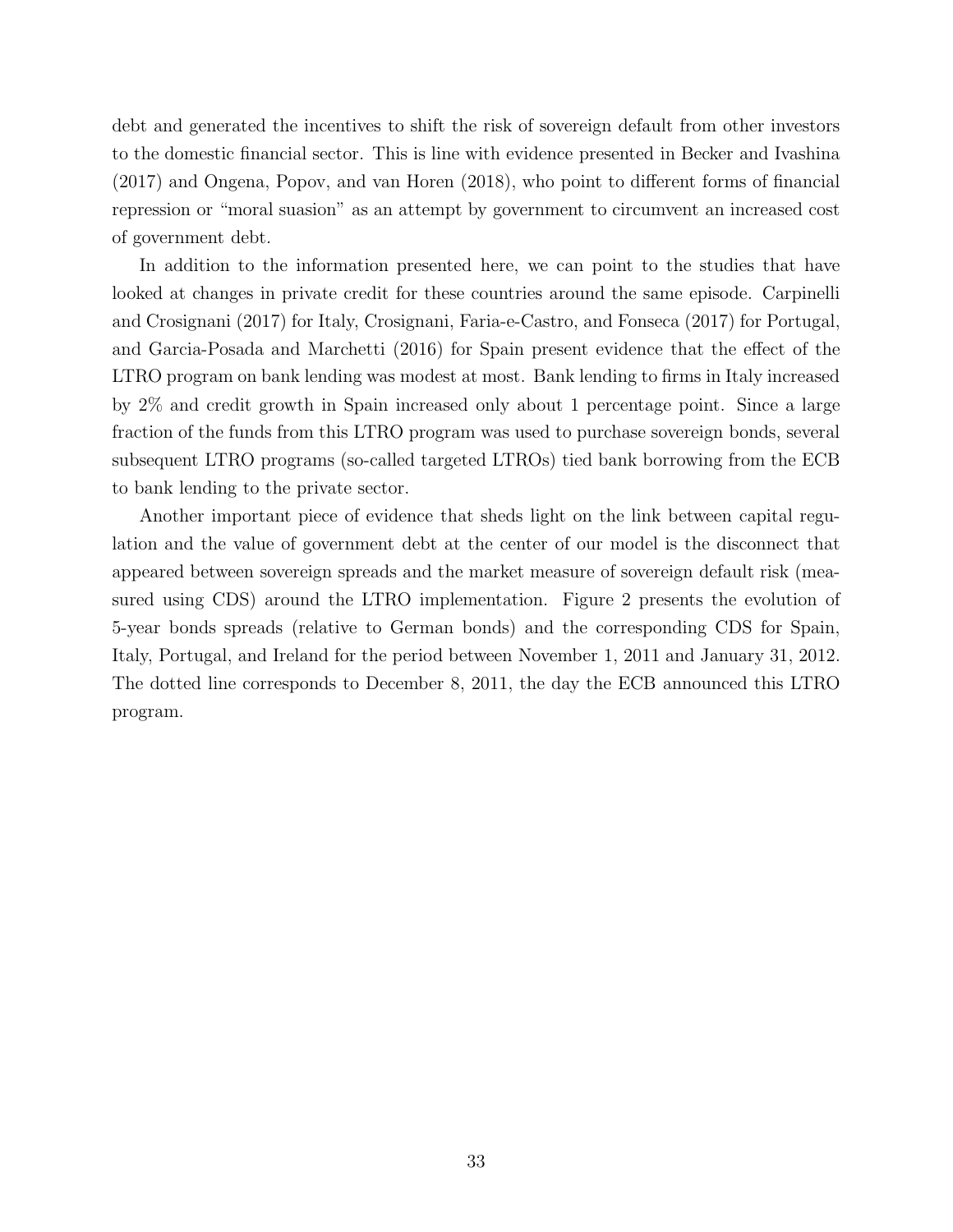debt and generated the incentives to shift the risk of sovereign default from other investors to the domestic financial sector. This is line with evidence presented in Becker and Ivashina (2017) and Ongena, Popov, and van Horen (2018), who point to different forms of financial repression or "moral suasion" as an attempt by government to circumvent an increased cost of government debt.

In addition to the information presented here, we can point to the studies that have looked at changes in private credit for these countries around the same episode. Carpinelli and Crosignani (2017) for Italy, Crosignani, Faria-e-Castro, and Fonseca (2017) for Portugal, and Garcia-Posada and Marchetti (2016) for Spain present evidence that the effect of the LTRO program on bank lending was modest at most. Bank lending to firms in Italy increased by 2% and credit growth in Spain increased only about 1 percentage point. Since a large fraction of the funds from this LTRO program was used to purchase sovereign bonds, several subsequent LTRO programs (so-called targeted LTROs) tied bank borrowing from the ECB to bank lending to the private sector.

Another important piece of evidence that sheds light on the link between capital regulation and the value of government debt at the center of our model is the disconnect that appeared between sovereign spreads and the market measure of sovereign default risk (measured using CDS) around the LTRO implementation. Figure 2 presents the evolution of 5-year bonds spreads (relative to German bonds) and the corresponding CDS for Spain, Italy, Portugal, and Ireland for the period between November 1, 2011 and January 31, 2012. The dotted line corresponds to December 8, 2011, the day the ECB announced this LTRO program.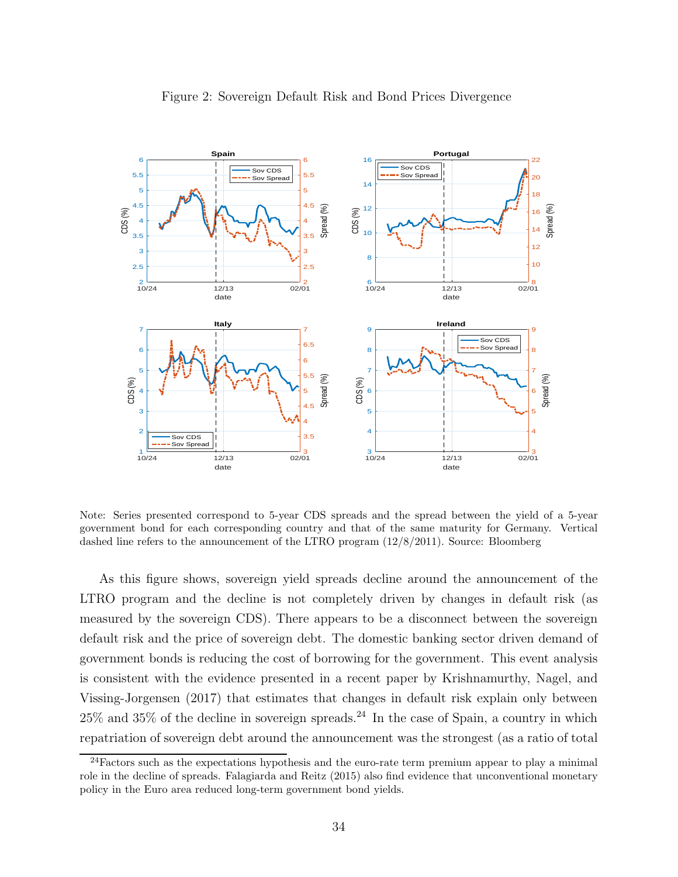Figure 2: Sovereign Default Risk and Bond Prices Divergence

Note: Series presented correspond to 5-year CDS spreads and the spread between the yield of a 5-year government bond for each corresponding country and that of the same maturity for Germany. Vertical dashed line refers to the announcement of the LTRO program (12/8/2011). Source: Bloomberg

As this figure shows, sovereign yield spreads decline around the announcement of the LTRO program and the decline is not completely driven by changes in default risk (as measured by the sovereign CDS). There appears to be a disconnect between the sovereign default risk and the price of sovereign debt. The domestic banking sector driven demand of government bonds is reducing the cost of borrowing for the government. This event analysis is consistent with the evidence presented in a recent paper by Krishnamurthy, Nagel, and Vissing-Jorgensen (2017) that estimates that changes in default risk explain only between 25% and 35% of the decline in sovereign spreads.[24] In the case of Spain, a country in which repatriation of sovereign debt around the announcement was the strongest (as a ratio of total

[24] Factors such as the expectations hypothesis and the euro-rate term premium appear to play a minimal role in the decline of spreads. Falagiarda and Reitz (2015) also find evidence that unconventional monetary policy in the Euro area reduced long-term government bond yields.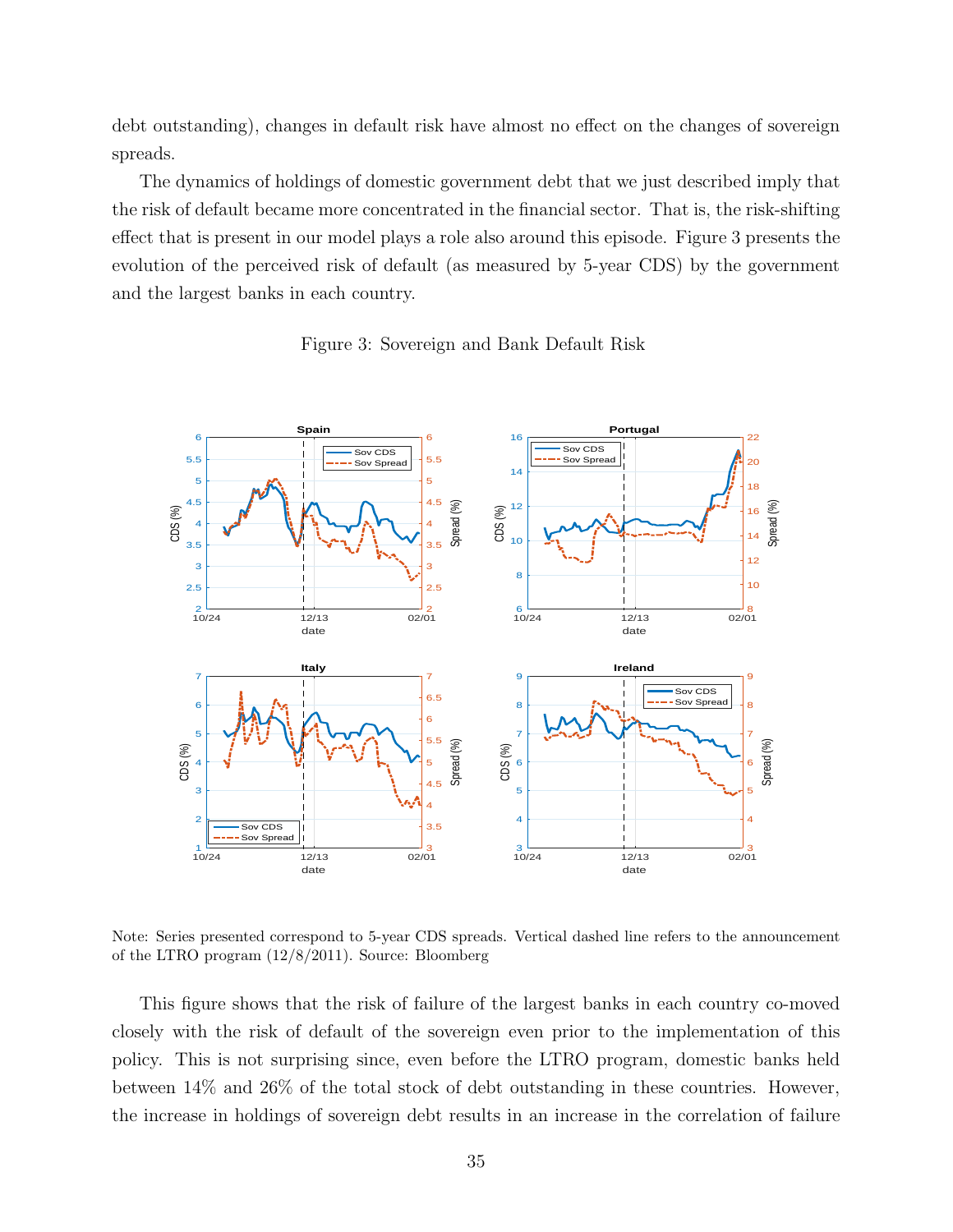debt outstanding), changes in default risk have almost no effect on the changes of sovereign spreads.

The dynamics of holdings of domestic government debt that we just described imply that the risk of default became more concentrated in the financial sector. That is, the risk-shifting effect that is present in our model plays a role also around this episode. Figure 3 presents the evolution of the perceived risk of default (as measured by 5-year CDS) by the government and the largest banks in each country.

Figure 3: Sovereign and Bank Default Risk

Note: Series presented correspond to 5-year CDS spreads. Vertical dashed line refers to the announcement of the LTRO program (12/8/2011). Source: Bloomberg

This figure shows that the risk of failure of the largest banks in each country co-moved closely with the risk of default of the sovereign even prior to the implementation of this policy. This is not surprising since, even before the LTRO program, domestic banks held between 14% and 26% of the total stock of debt outstanding in these countries. However, the increase in holdings of sovereign debt results in an increase in the correlation of failure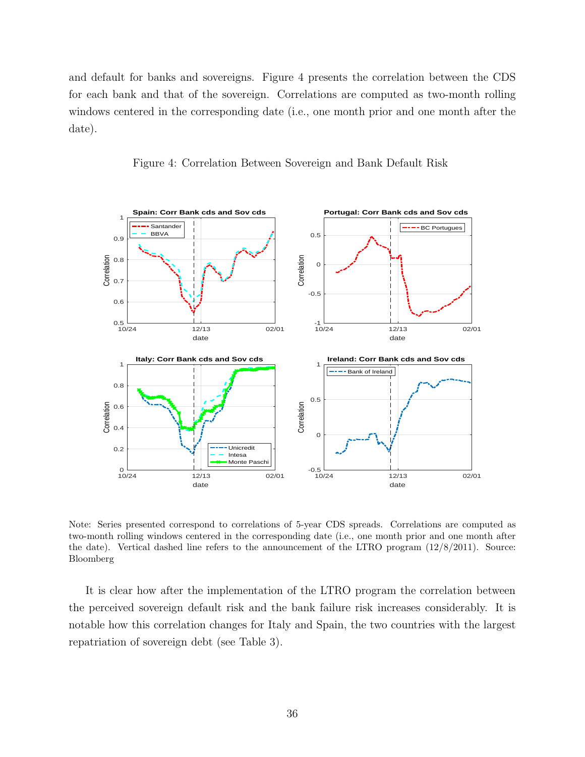and default for banks and sovereigns. Figure 4 presents the correlation between the CDS for each bank and that of the sovereign. Correlations are computed as two-month rolling windows centered in the corresponding date (i.e., one month prior and one month after the date).

Figure 4: Correlation Between Sovereign and Bank Default Risk

Note: Series presented correspond to correlations of 5-year CDS spreads. Correlations are computed as two-month rolling windows centered in the corresponding date (i.e., one month prior and one month after the date). Vertical dashed line refers to the announcement of the LTRO program (12/8/2011). Source: Bloomberg

It is clear how after the implementation of the LTRO program the correlation between the perceived sovereign default risk and the bank failure risk increases considerably. It is notable how this correlation changes for Italy and Spain, the two countries with the largest repatriation of sovereign debt (see Table 3).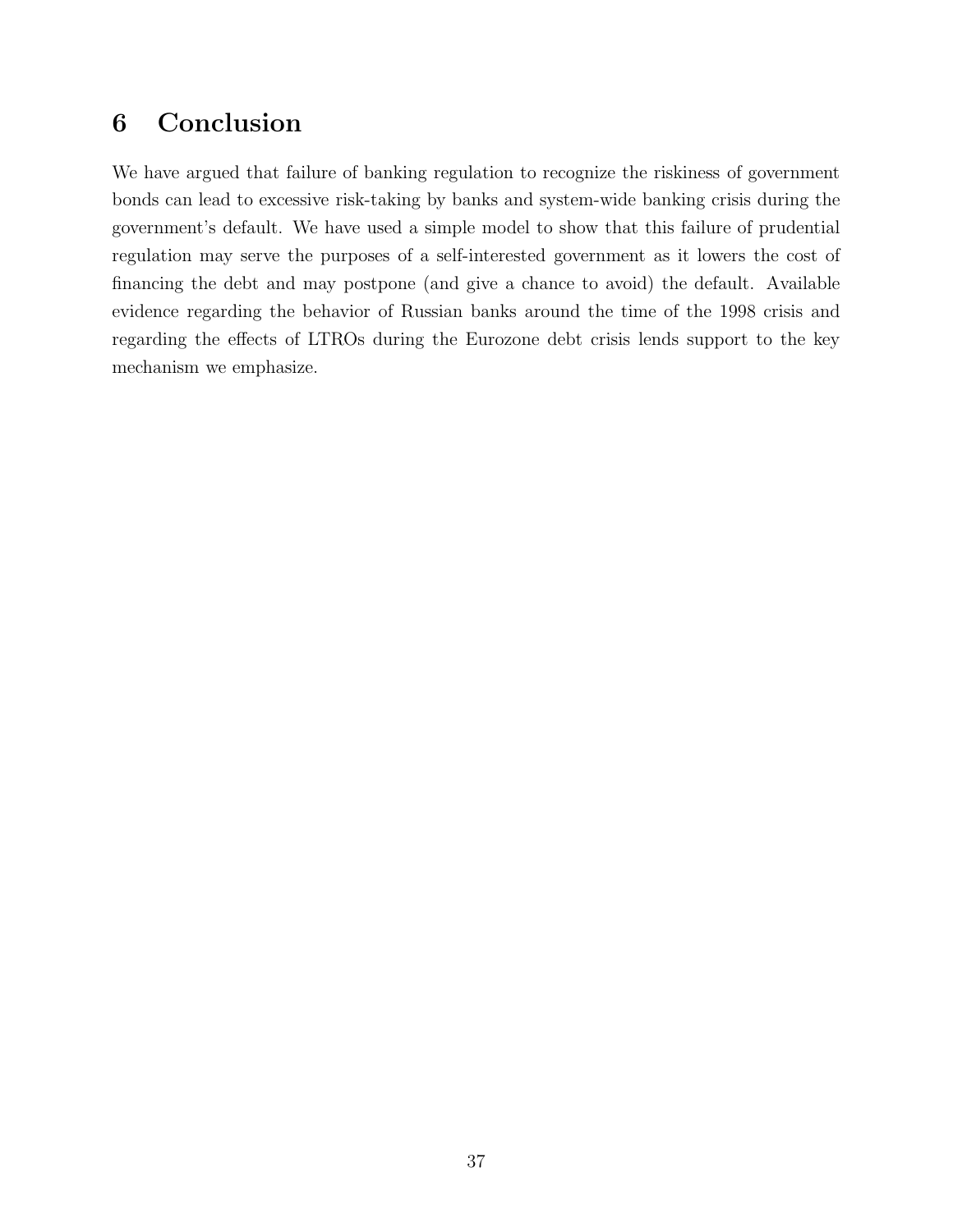# 6 Conclusion

We have argued that failure of banking regulation to recognize the riskiness of government bonds can lead to excessive risk-taking by banks and system-wide banking crisis during the government's default. We have used a simple model to show that this failure of prudential regulation may serve the purposes of a self-interested government as it lowers the cost of financing the debt and may postpone (and give a chance to avoid) the default. Available evidence regarding the behavior of Russian banks around the time of the 1998 crisis and regarding the effects of LTROs during the Eurozone debt crisis lends support to the key mechanism we emphasize.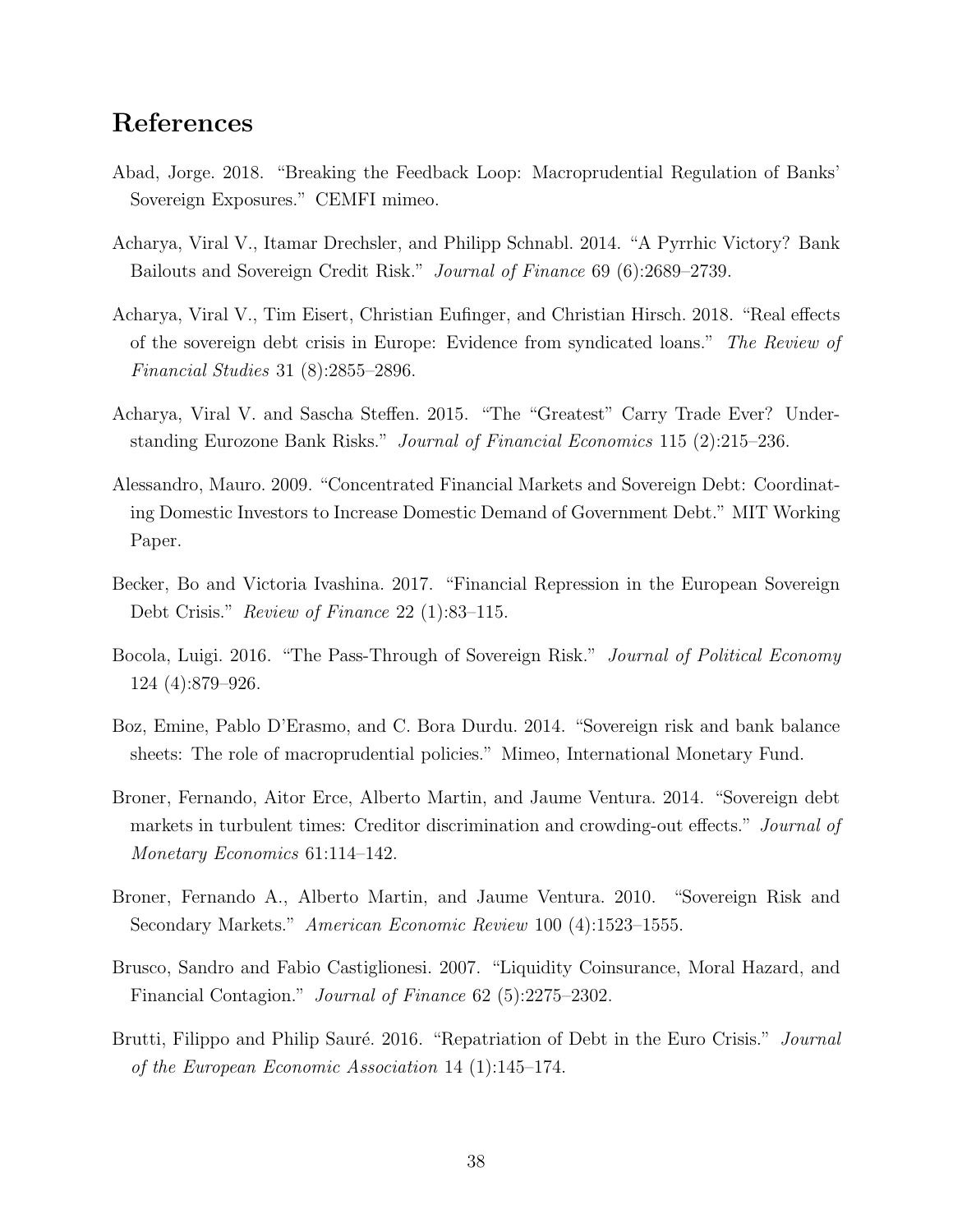# References

Abad, Jorge. 2018. "Breaking the Feedback Loop: Macroprudential Regulation of Banks' Sovereign Exposures." CEMFI mimeo.

Acharya, Viral V., Itamar Drechsler, and Philipp Schnabl. 2014. "A Pyrrhic Victory? Bank Bailouts and Sovereign Credit Risk." *Journal of Finance* 69 (6):2689–2739.

Acharya, Viral V., Tim Eisert, Christian Eufinger, and Christian Hirsch. 2018. "Real effects of the sovereign debt crisis in Europe: Evidence from syndicated loans." *The Review of Financial Studies* 31 (8):2855–2896.

Acharya, Viral V. and Sascha Steffen. 2015. "The "Greatest" Carry Trade Ever? Understanding Eurozone Bank Risks." *Journal of Financial Economics* 115 (2):215–236.

Alessandro, Mauro. 2009. "Concentrated Financial Markets and Sovereign Debt: Coordinating Domestic Investors to Increase Domestic Demand of Government Debt." MIT Working Paper.

Becker, Bo and Victoria Ivashina. 2017. "Financial Repression in the European Sovereign Debt Crisis." *Review of Finance* 22 (1):83–115.

Bocola, Luigi. 2016. "The Pass-Through of Sovereign Risk." *Journal of Political Economy* 124 (4):879–926.

Boz, Emine, Pablo D'Erasmo, and C. Bora Durdu. 2014. "Sovereign risk and bank balance sheets: The role of macroprudential policies." Mimeo, International Monetary Fund.

Broner, Fernando, Aitor Erce, Alberto Martin, and Jaume Ventura. 2014. "Sovereign debt markets in turbulent times: Creditor discrimination and crowding-out effects." *Journal of Monetary Economics* 61:114–142.

Broner, Fernando A., Alberto Martin, and Jaume Ventura. 2010. "Sovereign Risk and Secondary Markets." *American Economic Review* 100 (4):1523–1555.

Brusco, Sandro and Fabio Castiglionesi. 2007. "Liquidity Coinsurance, Moral Hazard, and Financial Contagion." *Journal of Finance* 62 (5):2275–2302.

Brutti, Filippo and Philip Sauré. 2016. "Repatriation of Debt in the Euro Crisis." *Journal of the European Economic Association* 14 (1):145–174.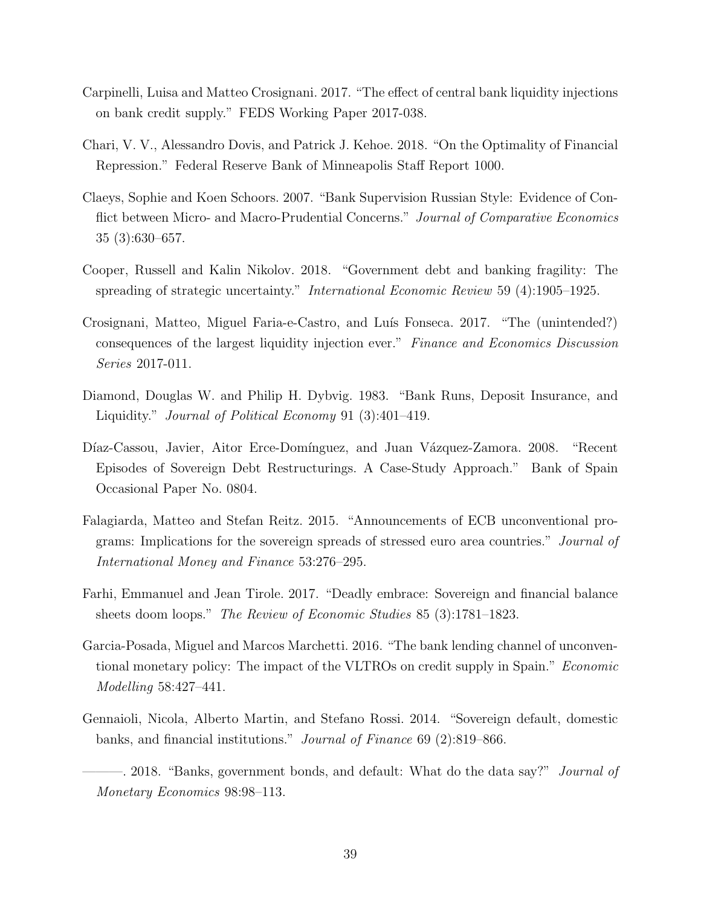Carpinelli, Luisa and Matteo Crosignani. 2017. "The effect of central bank liquidity injections on bank credit supply." FEDS Working Paper 2017-038.

Chari, V. V., Alessandro Dovis, and Patrick J. Kehoe. 2018. "On the Optimality of Financial Repression." Federal Reserve Bank of Minneapolis Staff Report 1000.

Claeys, Sophie and Koen Schoors. 2007. "Bank Supervision Russian Style: Evidence of Conflict between Micro- and Macro-Prudential Concerns." *Journal of Comparative Economics* 35 (3):630–657.

Cooper, Russell and Kalin Nikolov. 2018. "Government debt and banking fragility: The spreading of strategic uncertainty." *International Economic Review* 59 (4):1905–1925.

Crosignani, Matteo, Miguel Faria-e-Castro, and Luís Fonseca. 2017. "The (unintended?) consequences of the largest liquidity injection ever." *Finance and Economics Discussion Series* 2017-011.

Diamond, Douglas W. and Philip H. Dybvig. 1983. "Bank Runs, Deposit Insurance, and Liquidity." *Journal of Political Economy* 91 (3):401–419.

Díaz-Cassou, Javier, Aitor Erce-Domínguez, and Juan Vázquez-Zamora. 2008. "Recent Episodes of Sovereign Debt Restructurings. A Case-Study Approach." Bank of Spain Occasional Paper No. 0804.

Falagiarda, Matteo and Stefan Reitz. 2015. "Announcements of ECB unconventional programs: Implications for the sovereign spreads of stressed euro area countries." *Journal of International Money and Finance* 53:276–295.

Farhi, Emmanuel and Jean Tirole. 2017. "Deadly embrace: Sovereign and financial balance sheets doom loops." *The Review of Economic Studies* 85 (3):1781–1823.

Garcia-Posada, Miguel and Marcos Marchetti. 2016. "The bank lending channel of unconventional monetary policy: The impact of the VLTROs on credit supply in Spain." *Economic Modelling* 58:427–441.

Gennaioli, Nicola, Alberto Martin, and Stefano Rossi. 2014. "Sovereign default, domestic banks, and financial institutions." *Journal of Finance* 69 (2):819–866.

———. 2018. "Banks, government bonds, and default: What do the data say?" *Journal of Monetary Economics* 98:98–113.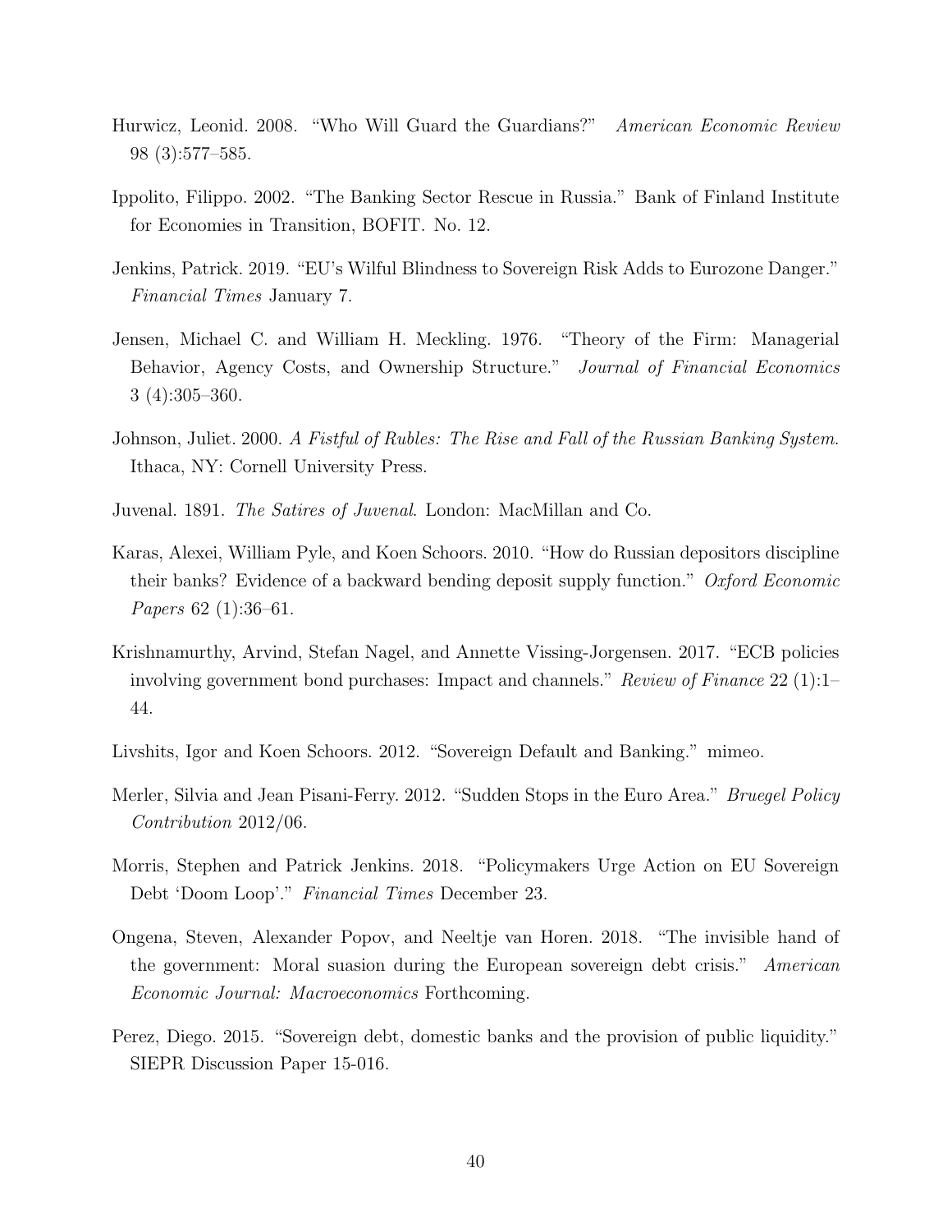Hurwicz, Leonid. 2008. "Who Will Guard the Guardians?" *American Economic Review* 98 (3):577–585.

Ippolito, Filippo. 2002. "The Banking Sector Rescue in Russia." Bank of Finland Institute for Economies in Transition, BOFIT. No. 12.

Jenkins, Patrick. 2019. "EU's Wilful Blindness to Sovereign Risk Adds to Eurozone Danger." *Financial Times* January 7.

Jensen, Michael C. and William H. Meckling. 1976. "Theory of the Firm: Managerial Behavior, Agency Costs, and Ownership Structure." *Journal of Financial Economics* 3 (4):305–360.

Johnson, Juliet. 2000. *A Fistful of Rubles: The Rise and Fall of the Russian Banking System*. Ithaca, NY: Cornell University Press.

Juvenal. 1891. *The Satires of Juvenal*. London: MacMillan and Co.

Karas, Alexei, William Pyle, and Koen Schoors. 2010. "How do Russian depositors discipline their banks? Evidence of a backward bending deposit supply function." *Oxford Economic Papers* 62 (1):36–61.

Krishnamurthy, Arvind, Stefan Nagel, and Annette Vissing-Jorgensen. 2017. "ECB policies involving government bond purchases: Impact and channels." *Review of Finance* 22 (1):1–44.

Livshits, Igor and Koen Schoors. 2012. "Sovereign Default and Banking." mimeo.

Merler, Silvia and Jean Pisani-Ferry. 2012. "Sudden Stops in the Euro Area." *Bruegel Policy Contribution* 2012/06.

Morris, Stephen and Patrick Jenkins. 2018. "Policymakers Urge Action on EU Sovereign Debt 'Doom Loop'." *Financial Times* December 23.

Ongena, Steven, Alexander Popov, and Neeltje van Horen. 2018. "The invisible hand of the government: Moral suasion during the European sovereign debt crisis." *American Economic Journal: Macroeconomics* Forthcoming.

Perez, Diego. 2015. "Sovereign debt, domestic banks and the provision of public liquidity." SIEPR Discussion Paper 15-016.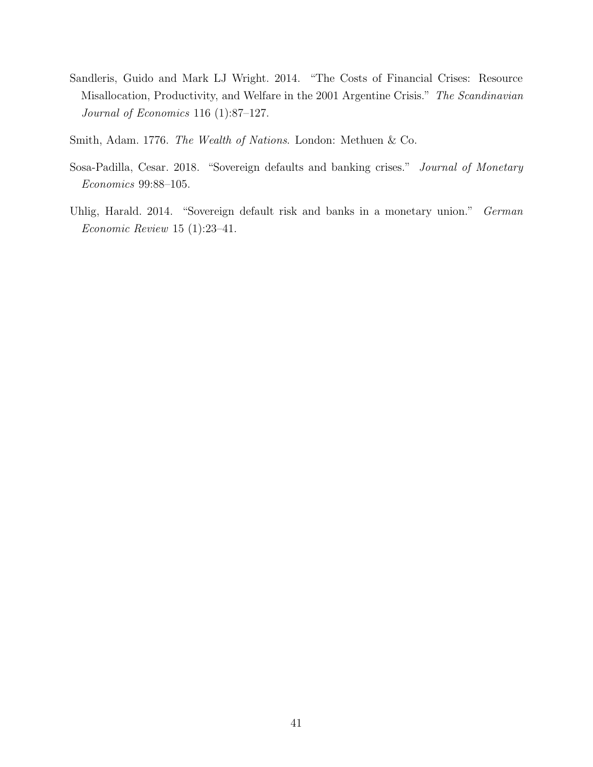Sandleris, Guido and Mark LJ Wright. 2014. "The Costs of Financial Crises: Resource Misallocation, Productivity, and Welfare in the 2001 Argentine Crisis." *The Scandinavian Journal of Economics* 116 (1):87–127.

Smith, Adam. 1776. *The Wealth of Nations*. London: Methuen & Co.

Sosa-Padilla, Cesar. 2018. "Sovereign defaults and banking crises." *Journal of Monetary Economics* 99:88–105.

Uhlig, Harald. 2014. "Sovereign default risk and banks in a monetary union." *German Economic Review* 15 (1):23–41.